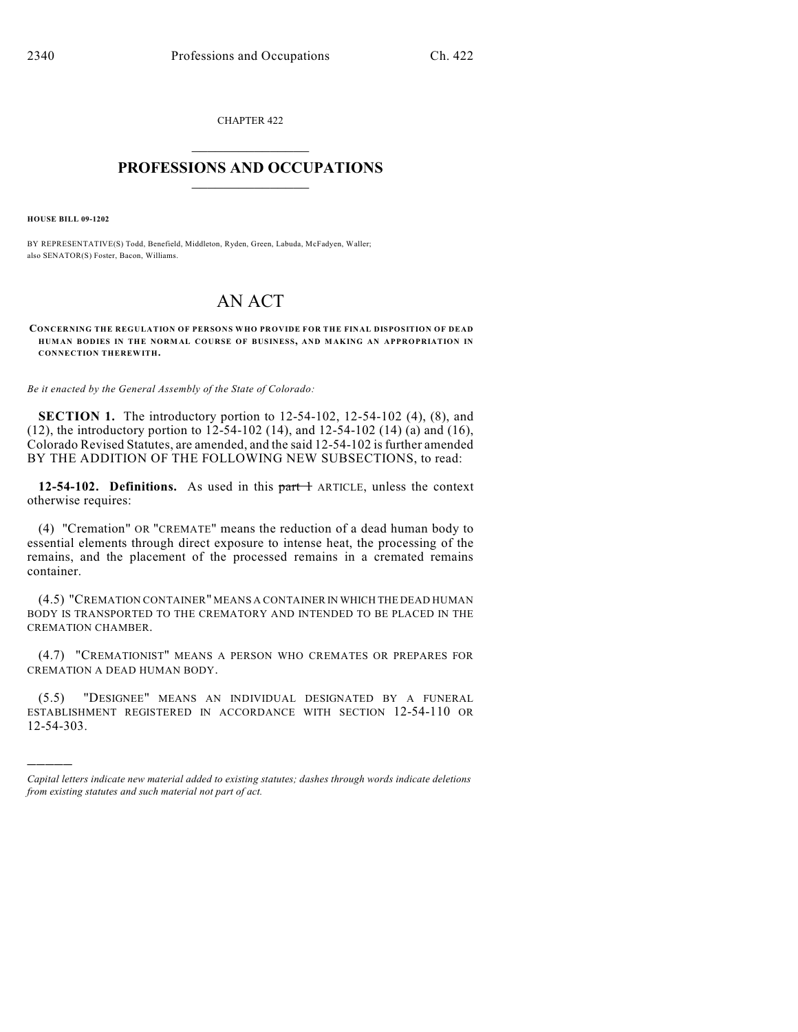CHAPTER 422

## PROFESSIONS AND OCCUPATIONS

**HOUSE BILL 09-1202**

BY REPRESENTATIVE(S) Todd, Benefield, Middleton, Ryden, Green, Labuda, McFadyen, Waller; also SENATOR(S) Foster, Bacon, Williams.

# AN ACT

**CONCERNING THE REGULATION OF PERSONS WHO PROVIDE FOR THE FINAL DISPOSITION OF DEAD HUMAN BODIES IN THE NORMAL COURSE OF BUSINESS, AND MAKING AN APPROPRIATION IN CONNECTION THEREWITH.**

*Be it enacted by the General Assembly of the State of Colorado:*

**SECTION 1.** The introductory portion to 12-54-102, 12-54-102 (4), (8), and (12), the introductory portion to 12-54-102 (14), and 12-54-102 (14) (a) and (16), Colorado Revised Statutes, are amended, and the said 12-54-102 is further amended BY THE ADDITION OF THE FOLLOWING NEW SUBSECTIONS, to read:

**12-54-102. Definitions.** As used in this ~~part 1~~ ARTICLE, unless the context otherwise requires:

(4) "Cremation" OR "CREMATE" means the reduction of a dead human body to essential elements through direct exposure to intense heat, the processing of the remains, and the placement of the processed remains in a cremated remains container.

(4.5) "CREMATION CONTAINER" MEANS A CONTAINER IN WHICH THE DEAD HUMAN BODY IS TRANSPORTED TO THE CREMATORY AND INTENDED TO BE PLACED IN THE CREMATION CHAMBER.

(4.7) "CREMATIONIST" MEANS A PERSON WHO CREMATES OR PREPARES FOR CREMATION A DEAD HUMAN BODY.

(5.5) "DESIGNEE" MEANS AN INDIVIDUAL DESIGNATED BY A FUNERAL ESTABLISHMENT REGISTERED IN ACCORDANCE WITH SECTION 12-54-110 OR 12-54-303.

*Capital letters indicate new material added to existing statutes; dashes through words indicate deletions from existing statutes and such material not part of act.*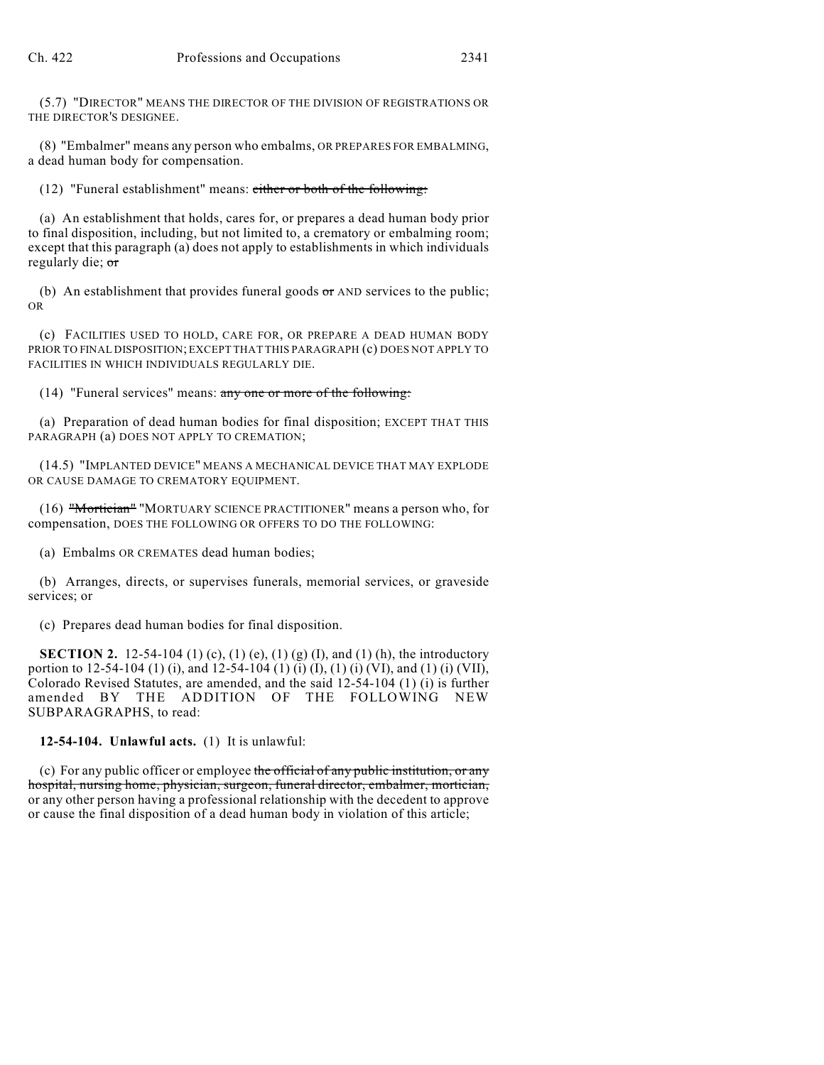(5.7) "DIRECTOR" MEANS THE DIRECTOR OF THE DIVISION OF REGISTRATIONS OR THE DIRECTOR'S DESIGNEE.

(8) "Embalmer" means any person who embalms, OR PREPARES FOR EMBALMING, a dead human body for compensation.

(12) "Funeral establishment" means: ~~either or both of the following:~~

(a) An establishment that holds, cares for, or prepares a dead human body prior to final disposition, including, but not limited to, a crematory or embalming room; except that this paragraph (a) does not apply to establishments in which individuals regularly die; ~~or~~

(b) An establishment that provides funeral goods ~~or~~ AND services to the public; OR

(c) FACILITIES USED TO HOLD, CARE FOR, OR PREPARE A DEAD HUMAN BODY PRIOR TO FINAL DISPOSITION; EXCEPT THAT THIS PARAGRAPH (c) DOES NOT APPLY TO FACILITIES IN WHICH INDIVIDUALS REGULARLY DIE.

(14) "Funeral services" means: ~~any one or more of the following:~~

(a) Preparation of dead human bodies for final disposition; EXCEPT THAT THIS PARAGRAPH (a) DOES NOT APPLY TO CREMATION;

(14.5) "IMPLANTED DEVICE" MEANS A MECHANICAL DEVICE THAT MAY EXPLODE OR CAUSE DAMAGE TO CREMATORY EQUIPMENT.

(16) ~~"Mortician"~~ "MORTUARY SCIENCE PRACTITIONER" means a person who, for compensation, DOES THE FOLLOWING OR OFFERS TO DO THE FOLLOWING:

(a) Embalms OR CREMATES dead human bodies;

(b) Arranges, directs, or supervises funerals, memorial services, or graveside services; or

(c) Prepares dead human bodies for final disposition.

**SECTION 2.** 12-54-104 (1) (c), (1) (e), (1) (g) (I), and (1) (h), the introductory portion to 12-54-104 (1) (i), and 12-54-104 (1) (i) (I), (1) (i) (VI), and (1) (i) (VII), Colorado Revised Statutes, are amended, and the said 12-54-104 (1) (i) is further amended BY THE ADDITION OF THE FOLLOWING NEW SUBPARAGRAPHS, to read:

**12-54-104. Unlawful acts.** (1) It is unlawful:

(c) For any public officer or employee ~~the official of any public institution, or any hospital, nursing home, physician, surgeon, funeral director, embalmer, mortician,~~ or any other person having a professional relationship with the decedent to approve or cause the final disposition of a dead human body in violation of this article;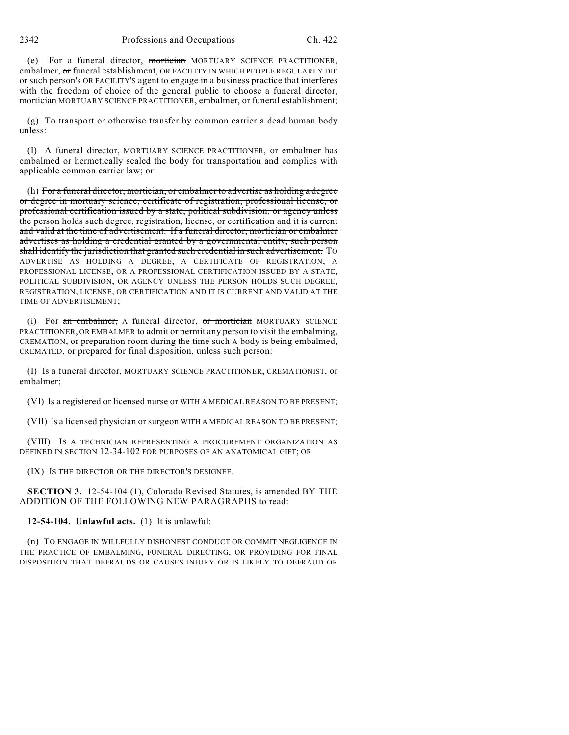(e) For a funeral director, ~~mortician~~ MORTUARY SCIENCE PRACTITIONER, embalmer, ~~or~~ funeral establishment, OR FACILITY IN WHICH PEOPLE REGULARLY DIE or such person's OR FACILITY'S agent to engage in a business practice that interferes with the freedom of choice of the general public to choose a funeral director, ~~mortician~~ MORTUARY SCIENCE PRACTITIONER, embalmer, or funeral establishment;

(g) To transport or otherwise transfer by common carrier a dead human body unless:

(I) A funeral director, MORTUARY SCIENCE PRACTITIONER, or embalmer has embalmed or hermetically sealed the body for transportation and complies with applicable common carrier law; or

(h) ~~For a funeral director, mortician, or embalmer to advertise as holding a degree or degree in mortuary science, certificate of registration, professional license, or professional certification issued by a state, political subdivision, or agency unless the person holds such degree, registration, license, or certification and it is current and valid at the time of advertisement. If a funeral director, mortician or embalmer advertises as holding a credential granted by a governmental entity, such person shall identify the jurisdiction that granted such credential in such advertisement.~~ TO ADVERTISE AS HOLDING A DEGREE, A CERTIFICATE OF REGISTRATION, A PROFESSIONAL LICENSE, OR A PROFESSIONAL CERTIFICATION ISSUED BY A STATE, POLITICAL SUBDIVISION, OR AGENCY UNLESS THE PERSON HOLDS SUCH DEGREE, REGISTRATION, LICENSE, OR CERTIFICATION AND IT IS CURRENT AND VALID AT THE TIME OF ADVERTISEMENT;

(i) For ~~an embalmer,~~ A funeral director, ~~or mortician~~ MORTUARY SCIENCE PRACTITIONER, OR EMBALMER to admit or permit any person to visit the embalming, CREMATION, or preparation room during the time ~~such~~ A body is being embalmed, CREMATED, or prepared for final disposition, unless such person:

(I) Is a funeral director, MORTUARY SCIENCE PRACTITIONER, CREMATIONIST, or embalmer;

(VI) Is a registered or licensed nurse ~~or~~ WITH A MEDICAL REASON TO BE PRESENT;

(VII) Is a licensed physician or surgeon WITH A MEDICAL REASON TO BE PRESENT;

(VIII) IS A TECHNICIAN REPRESENTING A PROCUREMENT ORGANIZATION AS DEFINED IN SECTION 12-34-102 FOR PURPOSES OF AN ANATOMICAL GIFT; OR

(IX) IS THE DIRECTOR OR THE DIRECTOR'S DESIGNEE.

**SECTION 3.** 12-54-104 (1), Colorado Revised Statutes, is amended BY THE ADDITION OF THE FOLLOWING NEW PARAGRAPHS to read:

**12-54-104. Unlawful acts.** (1) It is unlawful:

(n) TO ENGAGE IN WILLFULLY DISHONEST CONDUCT OR COMMIT NEGLIGENCE IN THE PRACTICE OF EMBALMING, FUNERAL DIRECTING, OR PROVIDING FOR FINAL DISPOSITION THAT DEFRAUDS OR CAUSES INJURY OR IS LIKELY TO DEFRAUD OR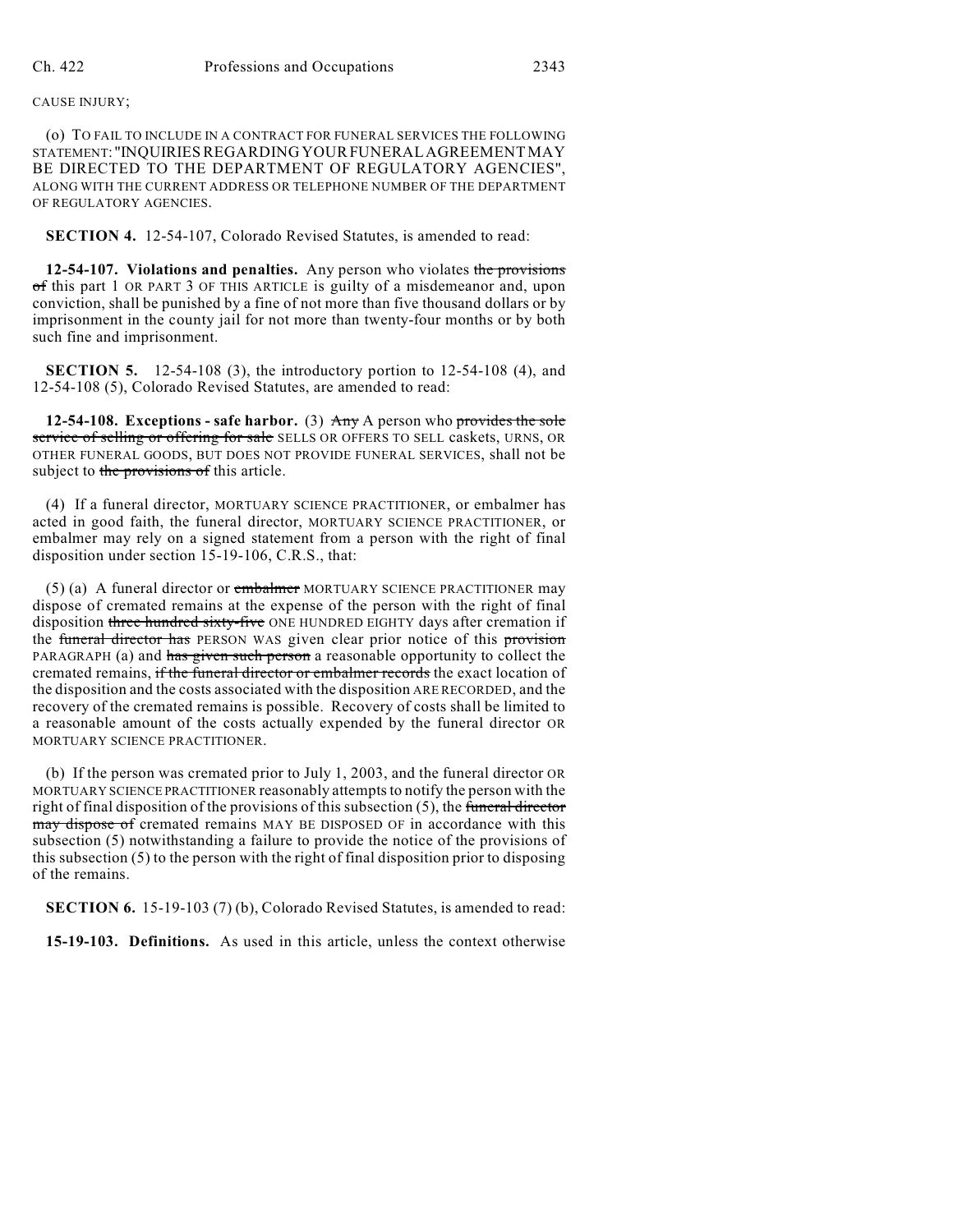CAUSE INJURY;

(o) TO FAIL TO INCLUDE IN A CONTRACT FOR FUNERAL SERVICES THE FOLLOWING STATEMENT: "INQUIRIES REGARDING YOUR FUNERAL AGREEMENT MAY BE DIRECTED TO THE DEPARTMENT OF REGULATORY AGENCIES", ALONG WITH THE CURRENT ADDRESS OR TELEPHONE NUMBER OF THE DEPARTMENT OF REGULATORY AGENCIES.

**SECTION 4.** 12-54-107, Colorado Revised Statutes, is amended to read:

**12-54-107. Violations and penalties.** Any person who violates ~~the provisions of~~ this part 1 OR PART 3 OF THIS ARTICLE is guilty of a misdemeanor and, upon conviction, shall be punished by a fine of not more than five thousand dollars or by imprisonment in the county jail for not more than twenty-four months or by both such fine and imprisonment.

**SECTION 5.** 12-54-108 (3), the introductory portion to 12-54-108 (4), and 12-54-108 (5), Colorado Revised Statutes, are amended to read:

**12-54-108. Exceptions - safe harbor.** (3) ~~Any~~ A person who ~~provides the sole service of selling or offering for sale~~ SELLS OR OFFERS TO SELL caskets, URNS, OR OTHER FUNERAL GOODS, BUT DOES NOT PROVIDE FUNERAL SERVICES, shall not be subject to ~~the provisions of~~ this article.

(4) If a funeral director, MORTUARY SCIENCE PRACTITIONER, or embalmer has acted in good faith, the funeral director, MORTUARY SCIENCE PRACTITIONER, or embalmer may rely on a signed statement from a person with the right of final disposition under section 15-19-106, C.R.S., that:

(5) (a) A funeral director or ~~embalmer~~ MORTUARY SCIENCE PRACTITIONER may dispose of cremated remains at the expense of the person with the right of final disposition ~~three hundred sixty-five~~ ONE HUNDRED EIGHTY days after cremation if the ~~funeral director has~~ PERSON WAS given clear prior notice of this ~~provision~~ PARAGRAPH (a) and ~~has given such person~~ a reasonable opportunity to collect the cremated remains, ~~if the funeral director or embalmer records~~ the exact location of the disposition and the costs associated with the disposition ARE RECORDED, and the recovery of the cremated remains is possible. Recovery of costs shall be limited to a reasonable amount of the costs actually expended by the funeral director OR MORTUARY SCIENCE PRACTITIONER.

(b) If the person was cremated prior to July 1, 2003, and the funeral director OR MORTUARY SCIENCE PRACTITIONER reasonably attempts to notify the person with the right of final disposition of the provisions of this subsection (5), the ~~funeral director may dispose of~~ cremated remains MAY BE DISPOSED OF in accordance with this subsection (5) notwithstanding a failure to provide the notice of the provisions of this subsection (5) to the person with the right of final disposition prior to disposing of the remains.

**SECTION 6.** 15-19-103 (7) (b), Colorado Revised Statutes, is amended to read:

**15-19-103. Definitions.** As used in this article, unless the context otherwise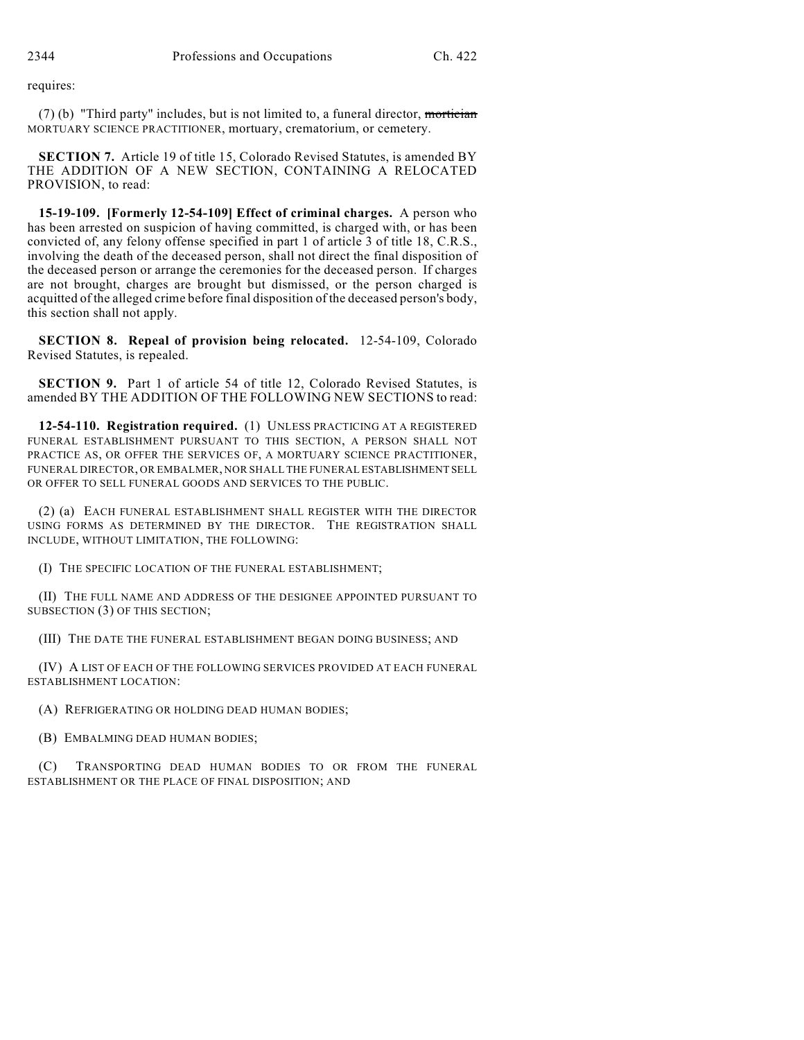requires:

(7) (b) "Third party" includes, but is not limited to, a funeral director, ~~mortician~~ MORTUARY SCIENCE PRACTITIONER, mortuary, crematorium, or cemetery.

**SECTION 7.** Article 19 of title 15, Colorado Revised Statutes, is amended BY THE ADDITION OF A NEW SECTION, CONTAINING A RELOCATED PROVISION, to read:

**15-19-109. [Formerly 12-54-109] Effect of criminal charges.** A person who has been arrested on suspicion of having committed, is charged with, or has been convicted of, any felony offense specified in part 1 of article 3 of title 18, C.R.S., involving the death of the deceased person, shall not direct the final disposition of the deceased person or arrange the ceremonies for the deceased person. If charges are not brought, charges are brought but dismissed, or the person charged is acquitted of the alleged crime before final disposition of the deceased person's body, this section shall not apply.

**SECTION 8. Repeal of provision being relocated.** 12-54-109, Colorado Revised Statutes, is repealed.

**SECTION 9.** Part 1 of article 54 of title 12, Colorado Revised Statutes, is amended BY THE ADDITION OF THE FOLLOWING NEW SECTIONS to read:

**12-54-110. Registration required.** (1) UNLESS PRACTICING AT A REGISTERED FUNERAL ESTABLISHMENT PURSUANT TO THIS SECTION, A PERSON SHALL NOT PRACTICE AS, OR OFFER THE SERVICES OF, A MORTUARY SCIENCE PRACTITIONER, FUNERAL DIRECTOR, OR EMBALMER, NOR SHALL THE FUNERAL ESTABLISHMENT SELL OR OFFER TO SELL FUNERAL GOODS AND SERVICES TO THE PUBLIC.

(2) (a) EACH FUNERAL ESTABLISHMENT SHALL REGISTER WITH THE DIRECTOR USING FORMS AS DETERMINED BY THE DIRECTOR. THE REGISTRATION SHALL INCLUDE, WITHOUT LIMITATION, THE FOLLOWING:

(I) THE SPECIFIC LOCATION OF THE FUNERAL ESTABLISHMENT;

(II) THE FULL NAME AND ADDRESS OF THE DESIGNEE APPOINTED PURSUANT TO SUBSECTION (3) OF THIS SECTION;

(III) THE DATE THE FUNERAL ESTABLISHMENT BEGAN DOING BUSINESS; AND

(IV) A LIST OF EACH OF THE FOLLOWING SERVICES PROVIDED AT EACH FUNERAL ESTABLISHMENT LOCATION:

(A) REFRIGERATING OR HOLDING DEAD HUMAN BODIES;

(B) EMBALMING DEAD HUMAN BODIES;

(C) TRANSPORTING DEAD HUMAN BODIES TO OR FROM THE FUNERAL ESTABLISHMENT OR THE PLACE OF FINAL DISPOSITION; AND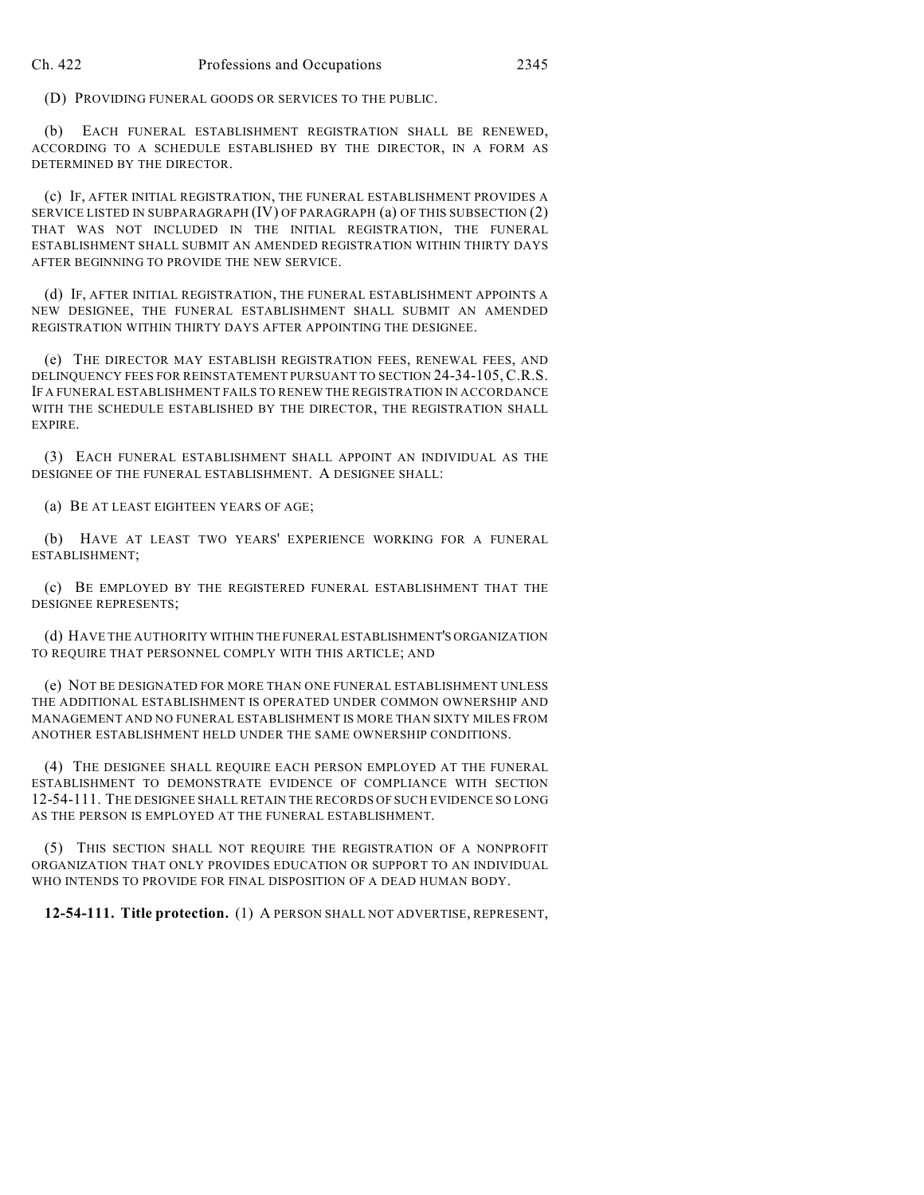(D) PROVIDING FUNERAL GOODS OR SERVICES TO THE PUBLIC.

(b) EACH FUNERAL ESTABLISHMENT REGISTRATION SHALL BE RENEWED, ACCORDING TO A SCHEDULE ESTABLISHED BY THE DIRECTOR, IN A FORM AS DETERMINED BY THE DIRECTOR.

(c) IF, AFTER INITIAL REGISTRATION, THE FUNERAL ESTABLISHMENT PROVIDES A SERVICE LISTED IN SUBPARAGRAPH (IV) OF PARAGRAPH (a) OF THIS SUBSECTION (2) THAT WAS NOT INCLUDED IN THE INITIAL REGISTRATION, THE FUNERAL ESTABLISHMENT SHALL SUBMIT AN AMENDED REGISTRATION WITHIN THIRTY DAYS AFTER BEGINNING TO PROVIDE THE NEW SERVICE.

(d) IF, AFTER INITIAL REGISTRATION, THE FUNERAL ESTABLISHMENT APPOINTS A NEW DESIGNEE, THE FUNERAL ESTABLISHMENT SHALL SUBMIT AN AMENDED REGISTRATION WITHIN THIRTY DAYS AFTER APPOINTING THE DESIGNEE.

(e) THE DIRECTOR MAY ESTABLISH REGISTRATION FEES, RENEWAL FEES, AND DELINQUENCY FEES FOR REINSTATEMENT PURSUANT TO SECTION 24-34-105, C.R.S. IF A FUNERAL ESTABLISHMENT FAILS TO RENEW THE REGISTRATION IN ACCORDANCE WITH THE SCHEDULE ESTABLISHED BY THE DIRECTOR, THE REGISTRATION SHALL EXPIRE.

(3) EACH FUNERAL ESTABLISHMENT SHALL APPOINT AN INDIVIDUAL AS THE DESIGNEE OF THE FUNERAL ESTABLISHMENT. A DESIGNEE SHALL:

(a) BE AT LEAST EIGHTEEN YEARS OF AGE;

(b) HAVE AT LEAST TWO YEARS' EXPERIENCE WORKING FOR A FUNERAL ESTABLISHMENT;

(c) BE EMPLOYED BY THE REGISTERED FUNERAL ESTABLISHMENT THAT THE DESIGNEE REPRESENTS;

(d) HAVE THE AUTHORITY WITHIN THE FUNERAL ESTABLISHMENT'S ORGANIZATION TO REQUIRE THAT PERSONNEL COMPLY WITH THIS ARTICLE; AND

(e) NOT BE DESIGNATED FOR MORE THAN ONE FUNERAL ESTABLISHMENT UNLESS THE ADDITIONAL ESTABLISHMENT IS OPERATED UNDER COMMON OWNERSHIP AND MANAGEMENT AND NO FUNERAL ESTABLISHMENT IS MORE THAN SIXTY MILES FROM ANOTHER ESTABLISHMENT HELD UNDER THE SAME OWNERSHIP CONDITIONS.

(4) THE DESIGNEE SHALL REQUIRE EACH PERSON EMPLOYED AT THE FUNERAL ESTABLISHMENT TO DEMONSTRATE EVIDENCE OF COMPLIANCE WITH SECTION 12-54-111. THE DESIGNEE SHALL RETAIN THE RECORDS OF SUCH EVIDENCE SO LONG AS THE PERSON IS EMPLOYED AT THE FUNERAL ESTABLISHMENT.

(5) THIS SECTION SHALL NOT REQUIRE THE REGISTRATION OF A NONPROFIT ORGANIZATION THAT ONLY PROVIDES EDUCATION OR SUPPORT TO AN INDIVIDUAL WHO INTENDS TO PROVIDE FOR FINAL DISPOSITION OF A DEAD HUMAN BODY.

**12-54-111. Title protection.** (1) A PERSON SHALL NOT ADVERTISE, REPRESENT,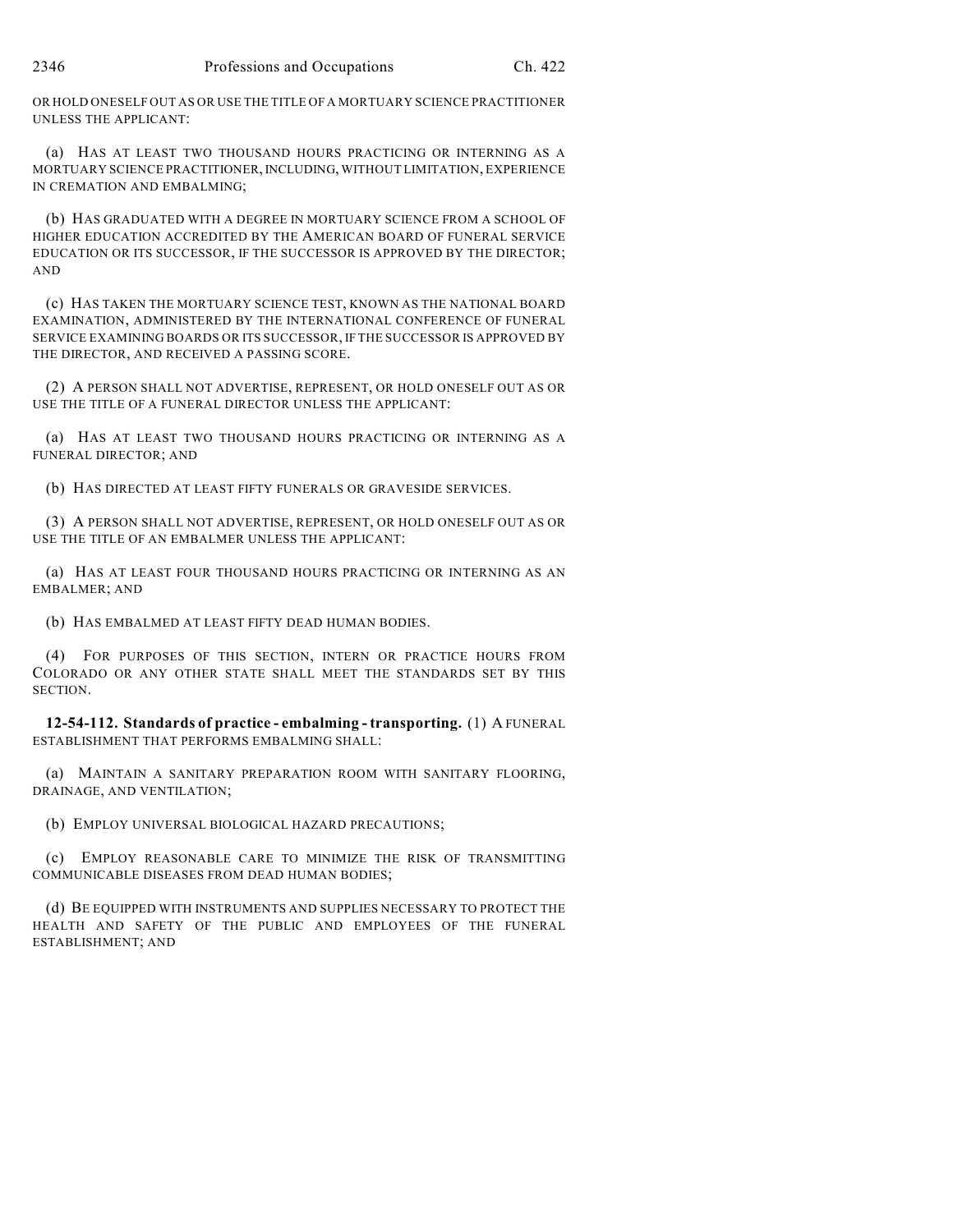OR HOLD ONESELF OUT AS OR USE THE TITLE OF A MORTUARY SCIENCE PRACTITIONER UNLESS THE APPLICANT:

(a) HAS AT LEAST TWO THOUSAND HOURS PRACTICING OR INTERNING AS A MORTUARY SCIENCE PRACTITIONER, INCLUDING, WITHOUT LIMITATION, EXPERIENCE IN CREMATION AND EMBALMING;

(b) HAS GRADUATED WITH A DEGREE IN MORTUARY SCIENCE FROM A SCHOOL OF HIGHER EDUCATION ACCREDITED BY THE AMERICAN BOARD OF FUNERAL SERVICE EDUCATION OR ITS SUCCESSOR, IF THE SUCCESSOR IS APPROVED BY THE DIRECTOR; AND

(c) HAS TAKEN THE MORTUARY SCIENCE TEST, KNOWN AS THE NATIONAL BOARD EXAMINATION, ADMINISTERED BY THE INTERNATIONAL CONFERENCE OF FUNERAL SERVICE EXAMINING BOARDS OR ITS SUCCESSOR, IF THE SUCCESSOR IS APPROVED BY THE DIRECTOR, AND RECEIVED A PASSING SCORE.

(2) A PERSON SHALL NOT ADVERTISE, REPRESENT, OR HOLD ONESELF OUT AS OR USE THE TITLE OF A FUNERAL DIRECTOR UNLESS THE APPLICANT:

(a) HAS AT LEAST TWO THOUSAND HOURS PRACTICING OR INTERNING AS A FUNERAL DIRECTOR; AND

(b) HAS DIRECTED AT LEAST FIFTY FUNERALS OR GRAVESIDE SERVICES.

(3) A PERSON SHALL NOT ADVERTISE, REPRESENT, OR HOLD ONESELF OUT AS OR USE THE TITLE OF AN EMBALMER UNLESS THE APPLICANT:

(a) HAS AT LEAST FOUR THOUSAND HOURS PRACTICING OR INTERNING AS AN EMBALMER; AND

(b) HAS EMBALMED AT LEAST FIFTY DEAD HUMAN BODIES.

(4) FOR PURPOSES OF THIS SECTION, INTERN OR PRACTICE HOURS FROM COLORADO OR ANY OTHER STATE SHALL MEET THE STANDARDS SET BY THIS SECTION.

**12-54-112. Standards of practice - embalming - transporting.** (1) A FUNERAL ESTABLISHMENT THAT PERFORMS EMBALMING SHALL:

(a) MAINTAIN A SANITARY PREPARATION ROOM WITH SANITARY FLOORING, DRAINAGE, AND VENTILATION;

(b) EMPLOY UNIVERSAL BIOLOGICAL HAZARD PRECAUTIONS;

(c) EMPLOY REASONABLE CARE TO MINIMIZE THE RISK OF TRANSMITTING COMMUNICABLE DISEASES FROM DEAD HUMAN BODIES;

(d) BE EQUIPPED WITH INSTRUMENTS AND SUPPLIES NECESSARY TO PROTECT THE HEALTH AND SAFETY OF THE PUBLIC AND EMPLOYEES OF THE FUNERAL ESTABLISHMENT; AND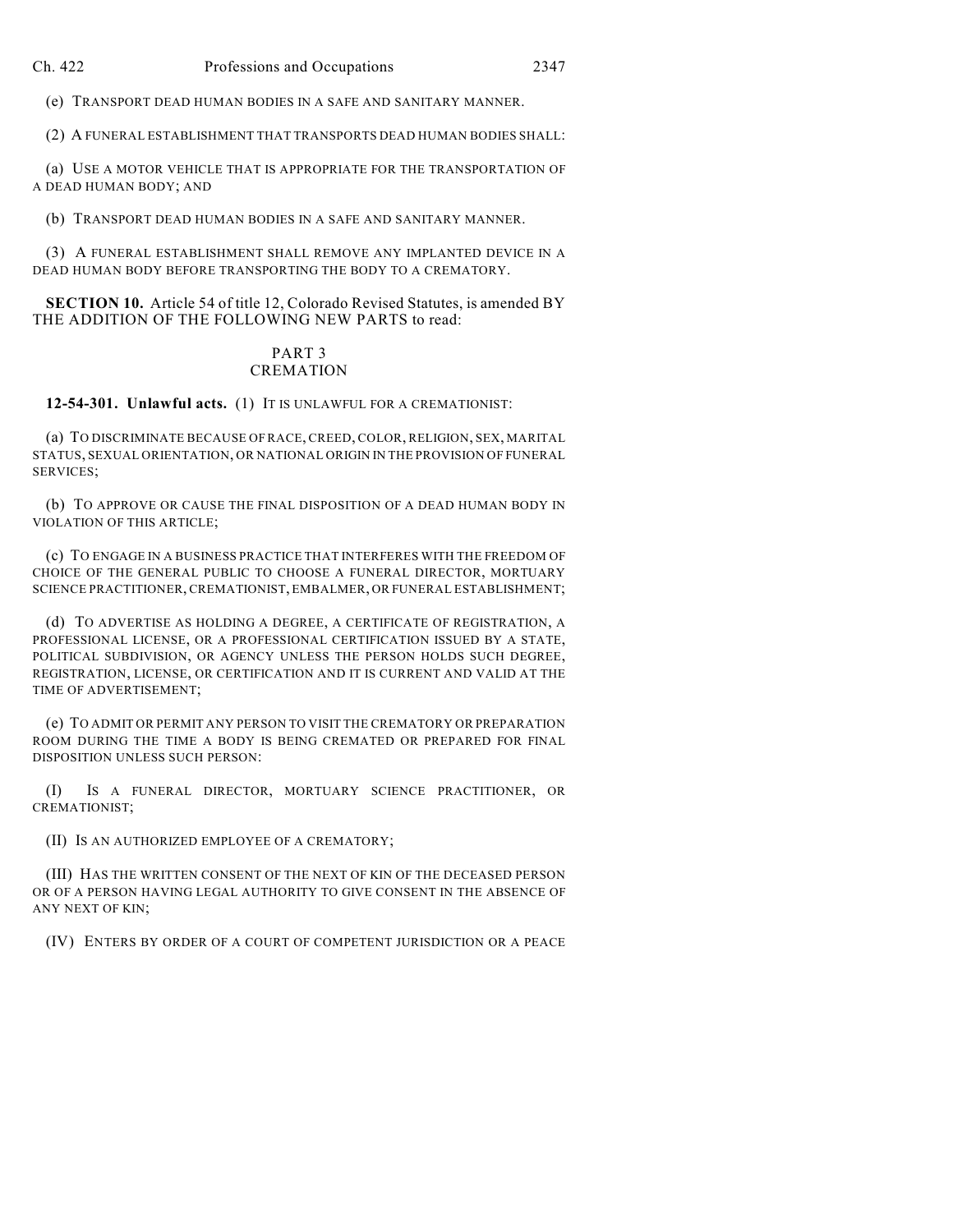(e) TRANSPORT DEAD HUMAN BODIES IN A SAFE AND SANITARY MANNER.

(2) A FUNERAL ESTABLISHMENT THAT TRANSPORTS DEAD HUMAN BODIES SHALL:

(a) USE A MOTOR VEHICLE THAT IS APPROPRIATE FOR THE TRANSPORTATION OF A DEAD HUMAN BODY; AND

(b) TRANSPORT DEAD HUMAN BODIES IN A SAFE AND SANITARY MANNER.

(3) A FUNERAL ESTABLISHMENT SHALL REMOVE ANY IMPLANTED DEVICE IN A DEAD HUMAN BODY BEFORE TRANSPORTING THE BODY TO A CREMATORY.

**SECTION 10.** Article 54 of title 12, Colorado Revised Statutes, is amended BY THE ADDITION OF THE FOLLOWING NEW PARTS to read:

PART 3
CREMATION

**12-54-301. Unlawful acts.** (1) IT IS UNLAWFUL FOR A CREMATIONIST:

(a) TO DISCRIMINATE BECAUSE OF RACE, CREED, COLOR, RELIGION, SEX, MARITAL STATUS, SEXUAL ORIENTATION, OR NATIONAL ORIGIN IN THE PROVISION OF FUNERAL SERVICES;

(b) TO APPROVE OR CAUSE THE FINAL DISPOSITION OF A DEAD HUMAN BODY IN VIOLATION OF THIS ARTICLE;

(c) TO ENGAGE IN A BUSINESS PRACTICE THAT INTERFERES WITH THE FREEDOM OF CHOICE OF THE GENERAL PUBLIC TO CHOOSE A FUNERAL DIRECTOR, MORTUARY SCIENCE PRACTITIONER, CREMATIONIST, EMBALMER, OR FUNERAL ESTABLISHMENT;

(d) TO ADVERTISE AS HOLDING A DEGREE, A CERTIFICATE OF REGISTRATION, A PROFESSIONAL LICENSE, OR A PROFESSIONAL CERTIFICATION ISSUED BY A STATE, POLITICAL SUBDIVISION, OR AGENCY UNLESS THE PERSON HOLDS SUCH DEGREE, REGISTRATION, LICENSE, OR CERTIFICATION AND IT IS CURRENT AND VALID AT THE TIME OF ADVERTISEMENT;

(e) TO ADMIT OR PERMIT ANY PERSON TO VISIT THE CREMATORY OR PREPARATION ROOM DURING THE TIME A BODY IS BEING CREMATED OR PREPARED FOR FINAL DISPOSITION UNLESS SUCH PERSON:

(I) IS A FUNERAL DIRECTOR, MORTUARY SCIENCE PRACTITIONER, OR CREMATIONIST;

(II) IS AN AUTHORIZED EMPLOYEE OF A CREMATORY;

(III) HAS THE WRITTEN CONSENT OF THE NEXT OF KIN OF THE DECEASED PERSON OR OF A PERSON HAVING LEGAL AUTHORITY TO GIVE CONSENT IN THE ABSENCE OF ANY NEXT OF KIN;

(IV) ENTERS BY ORDER OF A COURT OF COMPETENT JURISDICTION OR A PEACE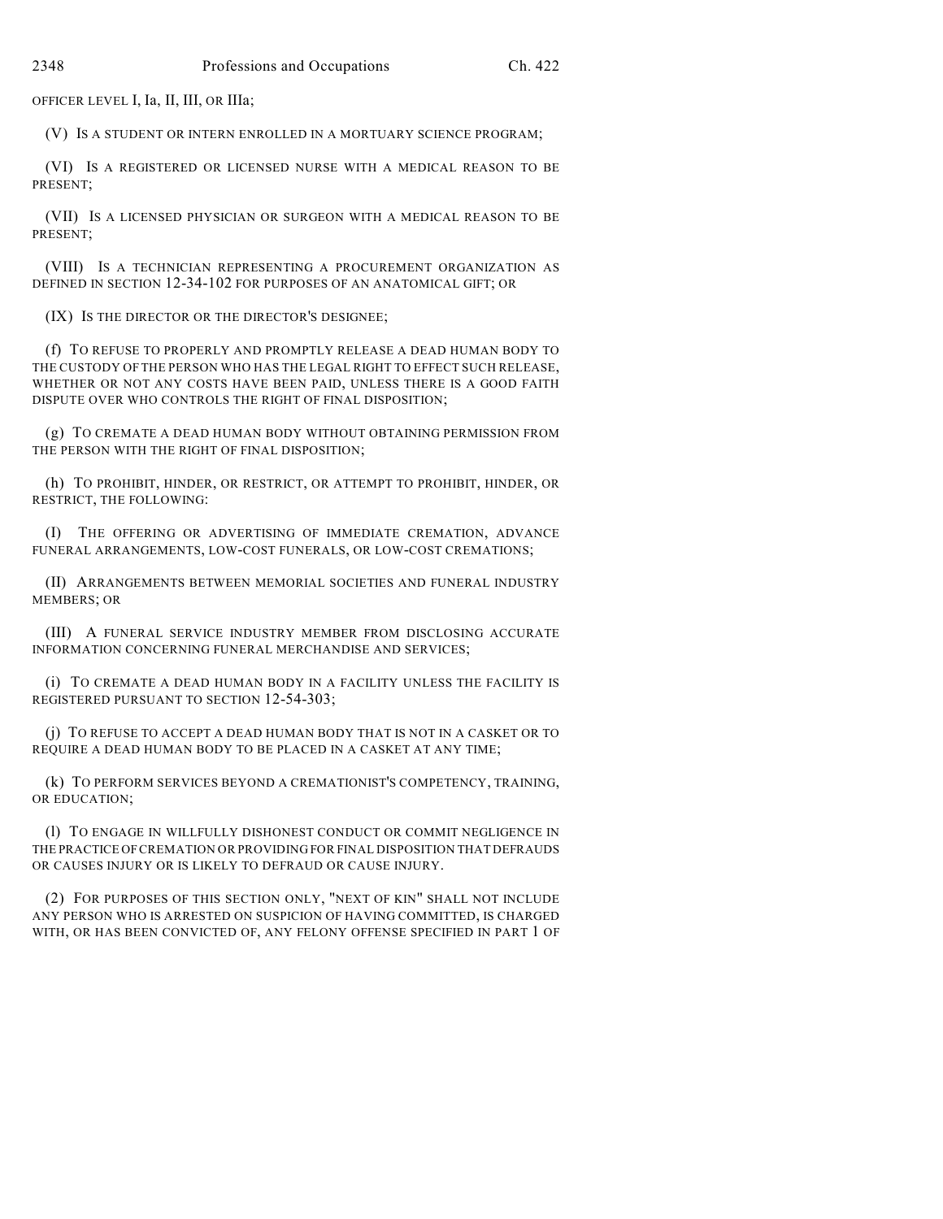OFFICER LEVEL I, Ia, II, III, OR IIIa;

(V) IS A STUDENT OR INTERN ENROLLED IN A MORTUARY SCIENCE PROGRAM;

(VI) IS A REGISTERED OR LICENSED NURSE WITH A MEDICAL REASON TO BE PRESENT;

(VII) IS A LICENSED PHYSICIAN OR SURGEON WITH A MEDICAL REASON TO BE PRESENT;

(VIII) IS A TECHNICIAN REPRESENTING A PROCUREMENT ORGANIZATION AS DEFINED IN SECTION 12-34-102 FOR PURPOSES OF AN ANATOMICAL GIFT; OR

(IX) IS THE DIRECTOR OR THE DIRECTOR'S DESIGNEE;

(f) TO REFUSE TO PROPERLY AND PROMPTLY RELEASE A DEAD HUMAN BODY TO THE CUSTODY OF THE PERSON WHO HAS THE LEGAL RIGHT TO EFFECT SUCH RELEASE, WHETHER OR NOT ANY COSTS HAVE BEEN PAID, UNLESS THERE IS A GOOD FAITH DISPUTE OVER WHO CONTROLS THE RIGHT OF FINAL DISPOSITION;

(g) TO CREMATE A DEAD HUMAN BODY WITHOUT OBTAINING PERMISSION FROM THE PERSON WITH THE RIGHT OF FINAL DISPOSITION;

(h) TO PROHIBIT, HINDER, OR RESTRICT, OR ATTEMPT TO PROHIBIT, HINDER, OR RESTRICT, THE FOLLOWING:

(I) THE OFFERING OR ADVERTISING OF IMMEDIATE CREMATION, ADVANCE FUNERAL ARRANGEMENTS, LOW-COST FUNERALS, OR LOW-COST CREMATIONS;

(II) ARRANGEMENTS BETWEEN MEMORIAL SOCIETIES AND FUNERAL INDUSTRY MEMBERS; OR

(III) A FUNERAL SERVICE INDUSTRY MEMBER FROM DISCLOSING ACCURATE INFORMATION CONCERNING FUNERAL MERCHANDISE AND SERVICES;

(i) TO CREMATE A DEAD HUMAN BODY IN A FACILITY UNLESS THE FACILITY IS REGISTERED PURSUANT TO SECTION 12-54-303;

(j) TO REFUSE TO ACCEPT A DEAD HUMAN BODY THAT IS NOT IN A CASKET OR TO REQUIRE A DEAD HUMAN BODY TO BE PLACED IN A CASKET AT ANY TIME;

(k) TO PERFORM SERVICES BEYOND A CREMATIONIST'S COMPETENCY, TRAINING, OR EDUCATION;

(l) TO ENGAGE IN WILLFULLY DISHONEST CONDUCT OR COMMIT NEGLIGENCE IN THE PRACTICE OF CREMATION OR PROVIDING FOR FINAL DISPOSITION THAT DEFRAUDS OR CAUSES INJURY OR IS LIKELY TO DEFRAUD OR CAUSE INJURY.

(2) FOR PURPOSES OF THIS SECTION ONLY, "NEXT OF KIN" SHALL NOT INCLUDE ANY PERSON WHO IS ARRESTED ON SUSPICION OF HAVING COMMITTED, IS CHARGED WITH, OR HAS BEEN CONVICTED OF, ANY FELONY OFFENSE SPECIFIED IN PART 1 OF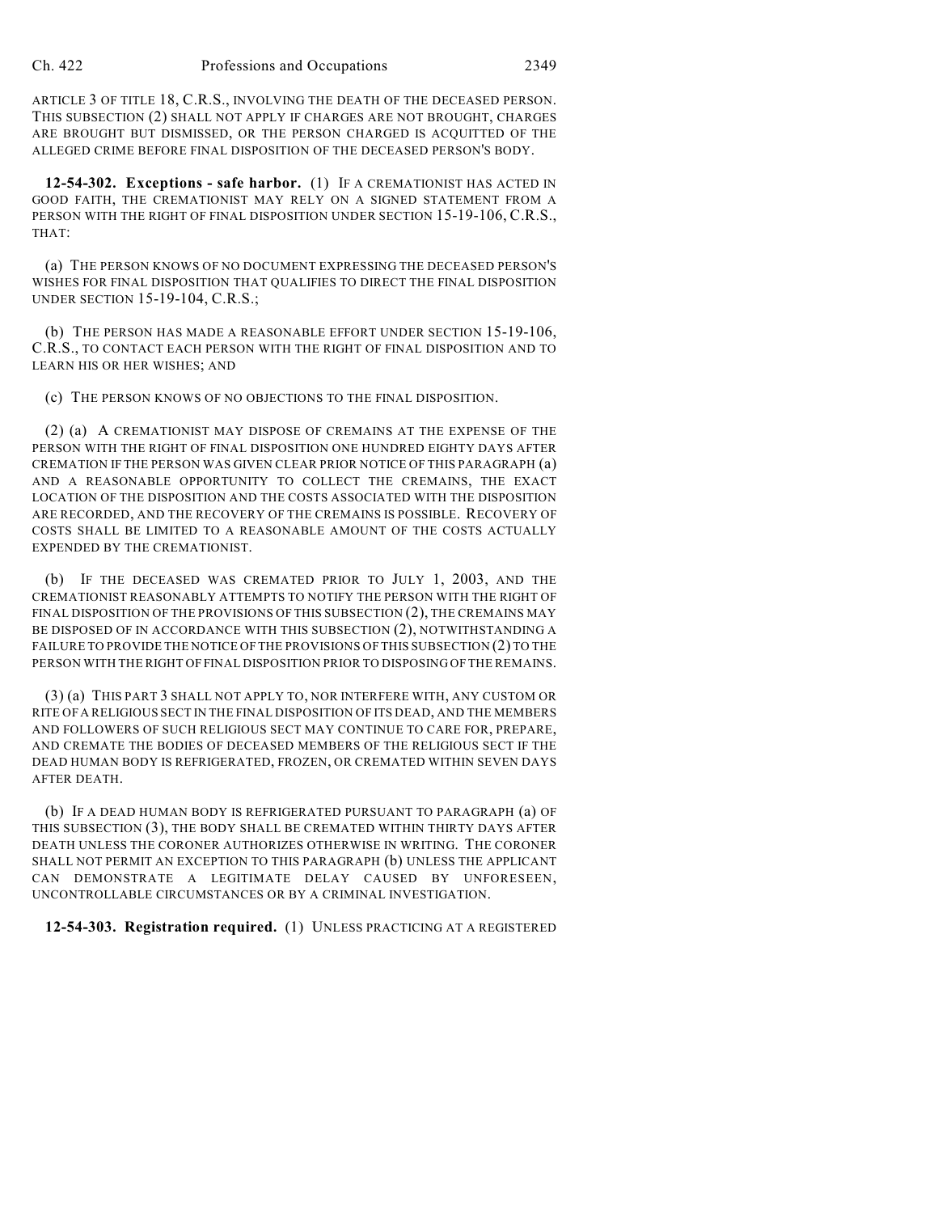ARTICLE 3 OF TITLE 18, C.R.S., INVOLVING THE DEATH OF THE DECEASED PERSON. THIS SUBSECTION (2) SHALL NOT APPLY IF CHARGES ARE NOT BROUGHT, CHARGES ARE BROUGHT BUT DISMISSED, OR THE PERSON CHARGED IS ACQUITTED OF THE ALLEGED CRIME BEFORE FINAL DISPOSITION OF THE DECEASED PERSON'S BODY.

**12-54-302. Exceptions - safe harbor.** (1) IF A CREMATIONIST HAS ACTED IN GOOD FAITH, THE CREMATIONIST MAY RELY ON A SIGNED STATEMENT FROM A PERSON WITH THE RIGHT OF FINAL DISPOSITION UNDER SECTION 15-19-106, C.R.S., THAT:

(a) THE PERSON KNOWS OF NO DOCUMENT EXPRESSING THE DECEASED PERSON'S WISHES FOR FINAL DISPOSITION THAT QUALIFIES TO DIRECT THE FINAL DISPOSITION UNDER SECTION 15-19-104, C.R.S.;

(b) THE PERSON HAS MADE A REASONABLE EFFORT UNDER SECTION 15-19-106, C.R.S., TO CONTACT EACH PERSON WITH THE RIGHT OF FINAL DISPOSITION AND TO LEARN HIS OR HER WISHES; AND

(c) THE PERSON KNOWS OF NO OBJECTIONS TO THE FINAL DISPOSITION.

(2) (a) A CREMATIONIST MAY DISPOSE OF CREMAINS AT THE EXPENSE OF THE PERSON WITH THE RIGHT OF FINAL DISPOSITION ONE HUNDRED EIGHTY DAYS AFTER CREMATION IF THE PERSON WAS GIVEN CLEAR PRIOR NOTICE OF THIS PARAGRAPH (a) AND A REASONABLE OPPORTUNITY TO COLLECT THE CREMAINS, THE EXACT LOCATION OF THE DISPOSITION AND THE COSTS ASSOCIATED WITH THE DISPOSITION ARE RECORDED, AND THE RECOVERY OF THE CREMAINS IS POSSIBLE. RECOVERY OF COSTS SHALL BE LIMITED TO A REASONABLE AMOUNT OF THE COSTS ACTUALLY EXPENDED BY THE CREMATIONIST.

(b) IF THE DECEASED WAS CREMATED PRIOR TO JULY 1, 2003, AND THE CREMATIONIST REASONABLY ATTEMPTS TO NOTIFY THE PERSON WITH THE RIGHT OF FINAL DISPOSITION OF THE PROVISIONS OF THIS SUBSECTION (2), THE CREMAINS MAY BE DISPOSED OF IN ACCORDANCE WITH THIS SUBSECTION (2), NOTWITHSTANDING A FAILURE TO PROVIDE THE NOTICE OF THE PROVISIONS OF THIS SUBSECTION (2) TO THE PERSON WITH THE RIGHT OF FINAL DISPOSITION PRIOR TO DISPOSING OF THE REMAINS.

(3) (a) THIS PART 3 SHALL NOT APPLY TO, NOR INTERFERE WITH, ANY CUSTOM OR RITE OF A RELIGIOUS SECT IN THE FINAL DISPOSITION OF ITS DEAD, AND THE MEMBERS AND FOLLOWERS OF SUCH RELIGIOUS SECT MAY CONTINUE TO CARE FOR, PREPARE, AND CREMATE THE BODIES OF DECEASED MEMBERS OF THE RELIGIOUS SECT IF THE DEAD HUMAN BODY IS REFRIGERATED, FROZEN, OR CREMATED WITHIN SEVEN DAYS AFTER DEATH.

(b) IF A DEAD HUMAN BODY IS REFRIGERATED PURSUANT TO PARAGRAPH (a) OF THIS SUBSECTION (3), THE BODY SHALL BE CREMATED WITHIN THIRTY DAYS AFTER DEATH UNLESS THE CORONER AUTHORIZES OTHERWISE IN WRITING. THE CORONER SHALL NOT PERMIT AN EXCEPTION TO THIS PARAGRAPH (b) UNLESS THE APPLICANT CAN DEMONSTRATE A LEGITIMATE DELAY CAUSED BY UNFORESEEN, UNCONTROLLABLE CIRCUMSTANCES OR BY A CRIMINAL INVESTIGATION.

**12-54-303. Registration required.** (1) UNLESS PRACTICING AT A REGISTERED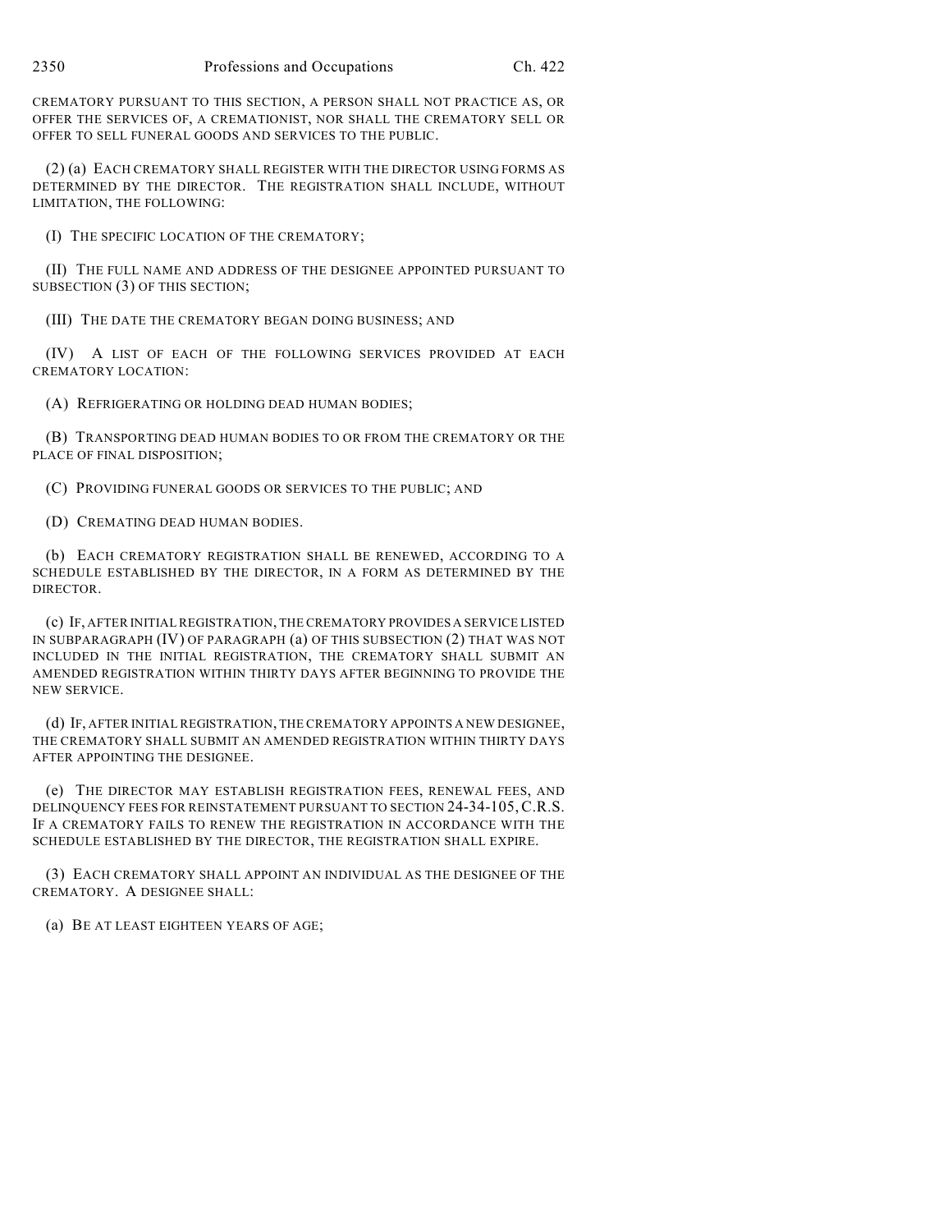CREMATORY PURSUANT TO THIS SECTION, A PERSON SHALL NOT PRACTICE AS, OR OFFER THE SERVICES OF, A CREMATIONIST, NOR SHALL THE CREMATORY SELL OR OFFER TO SELL FUNERAL GOODS AND SERVICES TO THE PUBLIC.

(2) (a) EACH CREMATORY SHALL REGISTER WITH THE DIRECTOR USING FORMS AS DETERMINED BY THE DIRECTOR. THE REGISTRATION SHALL INCLUDE, WITHOUT LIMITATION, THE FOLLOWING:

(I) THE SPECIFIC LOCATION OF THE CREMATORY;

(II) THE FULL NAME AND ADDRESS OF THE DESIGNEE APPOINTED PURSUANT TO SUBSECTION (3) OF THIS SECTION;

(III) THE DATE THE CREMATORY BEGAN DOING BUSINESS; AND

(IV) A LIST OF EACH OF THE FOLLOWING SERVICES PROVIDED AT EACH CREMATORY LOCATION:

(A) REFRIGERATING OR HOLDING DEAD HUMAN BODIES;

(B) TRANSPORTING DEAD HUMAN BODIES TO OR FROM THE CREMATORY OR THE PLACE OF FINAL DISPOSITION;

(C) PROVIDING FUNERAL GOODS OR SERVICES TO THE PUBLIC; AND

(D) CREMATING DEAD HUMAN BODIES.

(b) EACH CREMATORY REGISTRATION SHALL BE RENEWED, ACCORDING TO A SCHEDULE ESTABLISHED BY THE DIRECTOR, IN A FORM AS DETERMINED BY THE DIRECTOR.

(c) IF, AFTER INITIAL REGISTRATION, THE CREMATORY PROVIDES A SERVICE LISTED IN SUBPARAGRAPH (IV) OF PARAGRAPH (a) OF THIS SUBSECTION (2) THAT WAS NOT INCLUDED IN THE INITIAL REGISTRATION, THE CREMATORY SHALL SUBMIT AN AMENDED REGISTRATION WITHIN THIRTY DAYS AFTER BEGINNING TO PROVIDE THE NEW SERVICE.

(d) IF, AFTER INITIAL REGISTRATION, THE CREMATORY APPOINTS A NEW DESIGNEE, THE CREMATORY SHALL SUBMIT AN AMENDED REGISTRATION WITHIN THIRTY DAYS AFTER APPOINTING THE DESIGNEE.

(e) THE DIRECTOR MAY ESTABLISH REGISTRATION FEES, RENEWAL FEES, AND DELINQUENCY FEES FOR REINSTATEMENT PURSUANT TO SECTION 24-34-105, C.R.S. IF A CREMATORY FAILS TO RENEW THE REGISTRATION IN ACCORDANCE WITH THE SCHEDULE ESTABLISHED BY THE DIRECTOR, THE REGISTRATION SHALL EXPIRE.

(3) EACH CREMATORY SHALL APPOINT AN INDIVIDUAL AS THE DESIGNEE OF THE CREMATORY. A DESIGNEE SHALL:

(a) BE AT LEAST EIGHTEEN YEARS OF AGE;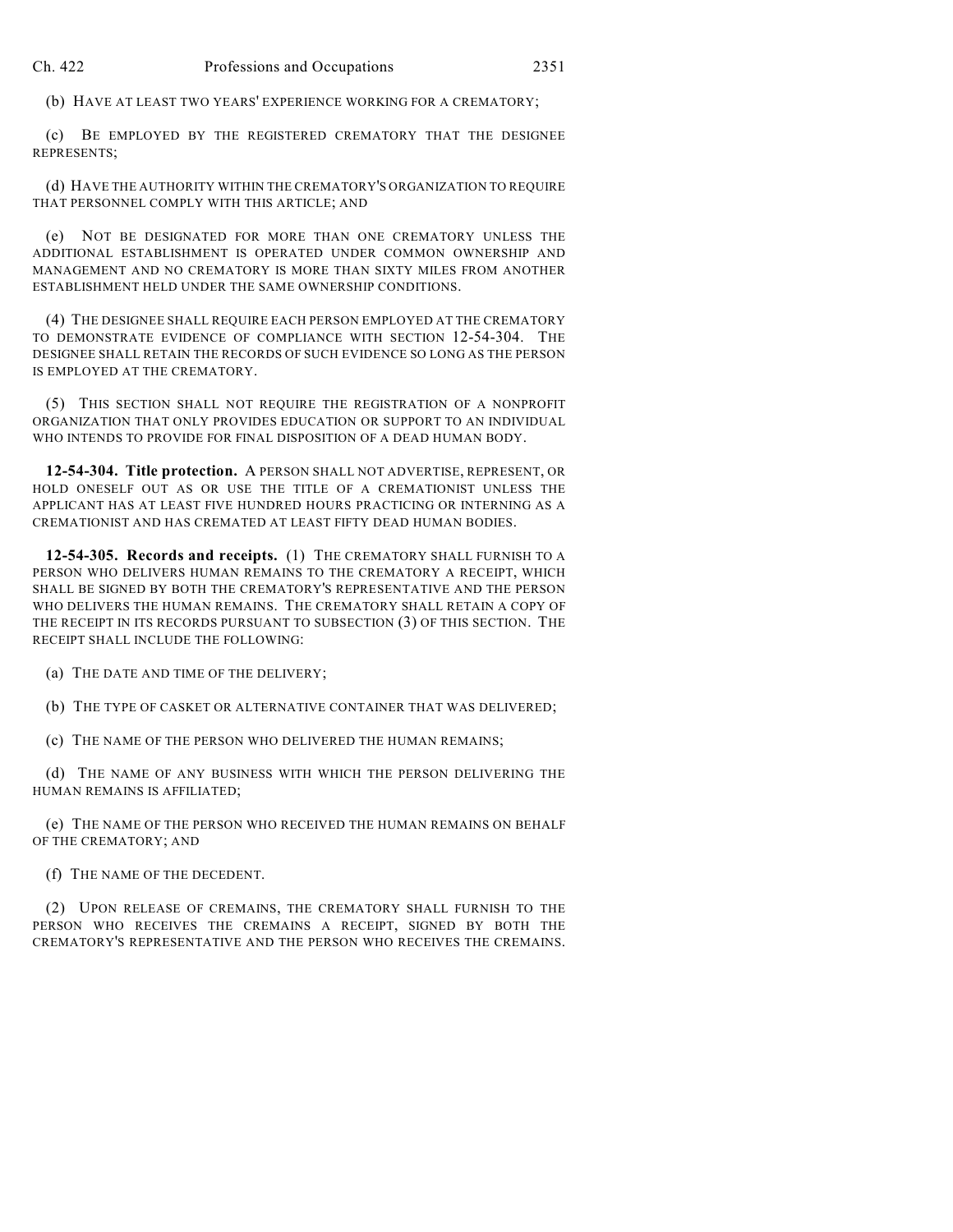(b) HAVE AT LEAST TWO YEARS' EXPERIENCE WORKING FOR A CREMATORY;

(c) BE EMPLOYED BY THE REGISTERED CREMATORY THAT THE DESIGNEE REPRESENTS;

(d) HAVE THE AUTHORITY WITHIN THE CREMATORY'S ORGANIZATION TO REQUIRE THAT PERSONNEL COMPLY WITH THIS ARTICLE; AND

(e) NOT BE DESIGNATED FOR MORE THAN ONE CREMATORY UNLESS THE ADDITIONAL ESTABLISHMENT IS OPERATED UNDER COMMON OWNERSHIP AND MANAGEMENT AND NO CREMATORY IS MORE THAN SIXTY MILES FROM ANOTHER ESTABLISHMENT HELD UNDER THE SAME OWNERSHIP CONDITIONS.

(4) THE DESIGNEE SHALL REQUIRE EACH PERSON EMPLOYED AT THE CREMATORY TO DEMONSTRATE EVIDENCE OF COMPLIANCE WITH SECTION 12-54-304. THE DESIGNEE SHALL RETAIN THE RECORDS OF SUCH EVIDENCE SO LONG AS THE PERSON IS EMPLOYED AT THE CREMATORY.

(5) THIS SECTION SHALL NOT REQUIRE THE REGISTRATION OF A NONPROFIT ORGANIZATION THAT ONLY PROVIDES EDUCATION OR SUPPORT TO AN INDIVIDUAL WHO INTENDS TO PROVIDE FOR FINAL DISPOSITION OF A DEAD HUMAN BODY.

**12-54-304. Title protection.** A PERSON SHALL NOT ADVERTISE, REPRESENT, OR HOLD ONESELF OUT AS OR USE THE TITLE OF A CREMATIONIST UNLESS THE APPLICANT HAS AT LEAST FIVE HUNDRED HOURS PRACTICING OR INTERNING AS A CREMATIONIST AND HAS CREMATED AT LEAST FIFTY DEAD HUMAN BODIES.

**12-54-305. Records and receipts.** (1) THE CREMATORY SHALL FURNISH TO A PERSON WHO DELIVERS HUMAN REMAINS TO THE CREMATORY A RECEIPT, WHICH SHALL BE SIGNED BY BOTH THE CREMATORY'S REPRESENTATIVE AND THE PERSON WHO DELIVERS THE HUMAN REMAINS. THE CREMATORY SHALL RETAIN A COPY OF THE RECEIPT IN ITS RECORDS PURSUANT TO SUBSECTION (3) OF THIS SECTION. THE RECEIPT SHALL INCLUDE THE FOLLOWING:

(a) THE DATE AND TIME OF THE DELIVERY;

(b) THE TYPE OF CASKET OR ALTERNATIVE CONTAINER THAT WAS DELIVERED;

(c) THE NAME OF THE PERSON WHO DELIVERED THE HUMAN REMAINS;

(d) THE NAME OF ANY BUSINESS WITH WHICH THE PERSON DELIVERING THE HUMAN REMAINS IS AFFILIATED;

(e) THE NAME OF THE PERSON WHO RECEIVED THE HUMAN REMAINS ON BEHALF OF THE CREMATORY; AND

(f) THE NAME OF THE DECEDENT.

(2) UPON RELEASE OF CREMAINS, THE CREMATORY SHALL FURNISH TO THE PERSON WHO RECEIVES THE CREMAINS A RECEIPT, SIGNED BY BOTH THE CREMATORY'S REPRESENTATIVE AND THE PERSON WHO RECEIVES THE CREMAINS.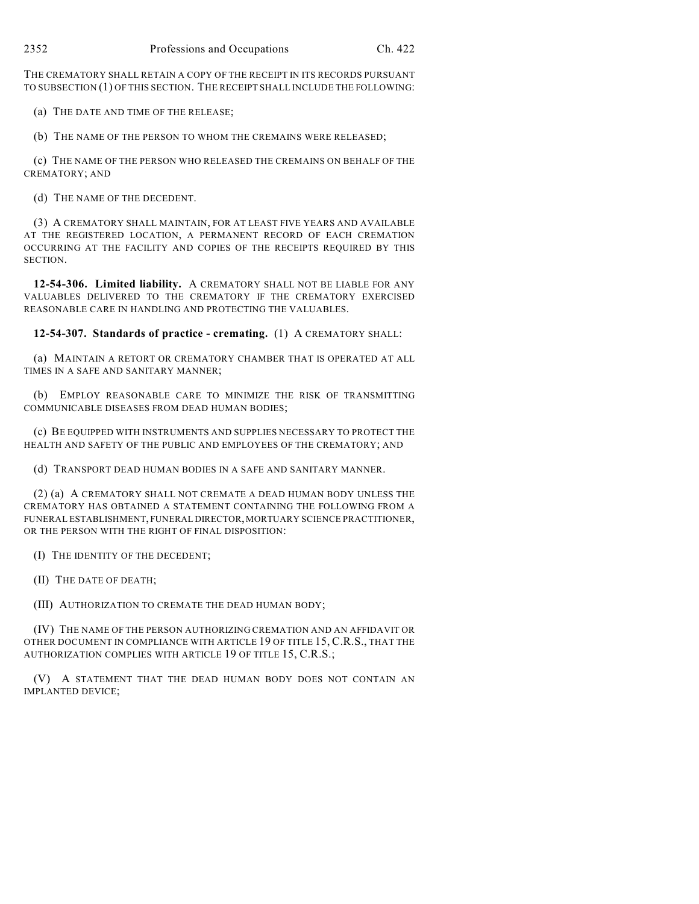THE CREMATORY SHALL RETAIN A COPY OF THE RECEIPT IN ITS RECORDS PURSUANT TO SUBSECTION (1) OF THIS SECTION. THE RECEIPT SHALL INCLUDE THE FOLLOWING:

(a) THE DATE AND TIME OF THE RELEASE;

(b) THE NAME OF THE PERSON TO WHOM THE CREMAINS WERE RELEASED;

(c) THE NAME OF THE PERSON WHO RELEASED THE CREMAINS ON BEHALF OF THE CREMATORY; AND

(d) THE NAME OF THE DECEDENT.

(3) A CREMATORY SHALL MAINTAIN, FOR AT LEAST FIVE YEARS AND AVAILABLE AT THE REGISTERED LOCATION, A PERMANENT RECORD OF EACH CREMATION OCCURRING AT THE FACILITY AND COPIES OF THE RECEIPTS REQUIRED BY THIS SECTION.

**12-54-306. Limited liability.** A CREMATORY SHALL NOT BE LIABLE FOR ANY VALUABLES DELIVERED TO THE CREMATORY IF THE CREMATORY EXERCISED REASONABLE CARE IN HANDLING AND PROTECTING THE VALUABLES.

**12-54-307. Standards of practice - cremating.** (1) A CREMATORY SHALL:

(a) MAINTAIN A RETORT OR CREMATORY CHAMBER THAT IS OPERATED AT ALL TIMES IN A SAFE AND SANITARY MANNER;

(b) EMPLOY REASONABLE CARE TO MINIMIZE THE RISK OF TRANSMITTING COMMUNICABLE DISEASES FROM DEAD HUMAN BODIES;

(c) BE EQUIPPED WITH INSTRUMENTS AND SUPPLIES NECESSARY TO PROTECT THE HEALTH AND SAFETY OF THE PUBLIC AND EMPLOYEES OF THE CREMATORY; AND

(d) TRANSPORT DEAD HUMAN BODIES IN A SAFE AND SANITARY MANNER.

(2) (a) A CREMATORY SHALL NOT CREMATE A DEAD HUMAN BODY UNLESS THE CREMATORY HAS OBTAINED A STATEMENT CONTAINING THE FOLLOWING FROM A FUNERAL ESTABLISHMENT, FUNERAL DIRECTOR, MORTUARY SCIENCE PRACTITIONER, OR THE PERSON WITH THE RIGHT OF FINAL DISPOSITION:

(I) THE IDENTITY OF THE DECEDENT;

(II) THE DATE OF DEATH;

(III) AUTHORIZATION TO CREMATE THE DEAD HUMAN BODY;

(IV) THE NAME OF THE PERSON AUTHORIZING CREMATION AND AN AFFIDAVIT OR OTHER DOCUMENT IN COMPLIANCE WITH ARTICLE 19 OF TITLE 15, C.R.S., THAT THE AUTHORIZATION COMPLIES WITH ARTICLE 19 OF TITLE 15, C.R.S.;

(V) A STATEMENT THAT THE DEAD HUMAN BODY DOES NOT CONTAIN AN IMPLANTED DEVICE;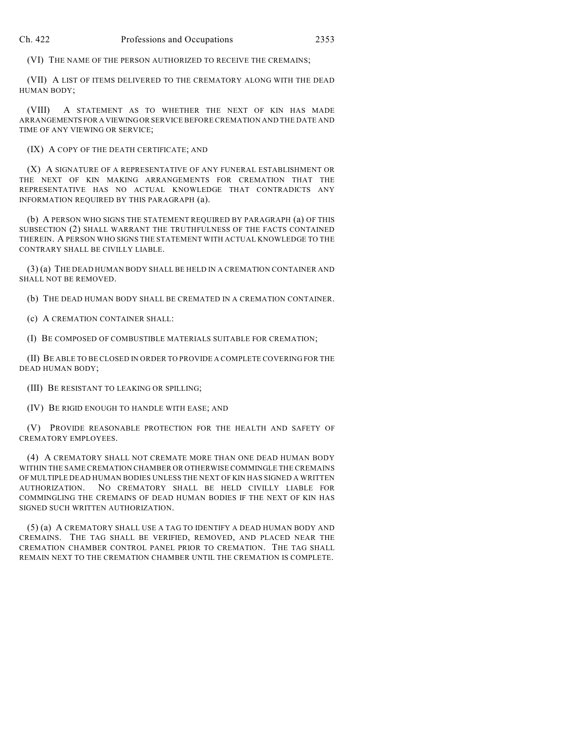(VI) THE NAME OF THE PERSON AUTHORIZED TO RECEIVE THE CREMAINS;

(VII) A LIST OF ITEMS DELIVERED TO THE CREMATORY ALONG WITH THE DEAD HUMAN BODY;

(VIII) A STATEMENT AS TO WHETHER THE NEXT OF KIN HAS MADE ARRANGEMENTS FOR A VIEWING OR SERVICE BEFORE CREMATION AND THE DATE AND TIME OF ANY VIEWING OR SERVICE;

(IX) A COPY OF THE DEATH CERTIFICATE; AND

(X) A SIGNATURE OF A REPRESENTATIVE OF ANY FUNERAL ESTABLISHMENT OR THE NEXT OF KIN MAKING ARRANGEMENTS FOR CREMATION THAT THE REPRESENTATIVE HAS NO ACTUAL KNOWLEDGE THAT CONTRADICTS ANY INFORMATION REQUIRED BY THIS PARAGRAPH (a).

(b) A PERSON WHO SIGNS THE STATEMENT REQUIRED BY PARAGRAPH (a) OF THIS SUBSECTION (2) SHALL WARRANT THE TRUTHFULNESS OF THE FACTS CONTAINED THEREIN. A PERSON WHO SIGNS THE STATEMENT WITH ACTUAL KNOWLEDGE TO THE CONTRARY SHALL BE CIVILLY LIABLE.

(3) (a) THE DEAD HUMAN BODY SHALL BE HELD IN A CREMATION CONTAINER AND SHALL NOT BE REMOVED.

(b) THE DEAD HUMAN BODY SHALL BE CREMATED IN A CREMATION CONTAINER.

(c) A CREMATION CONTAINER SHALL:

(I) BE COMPOSED OF COMBUSTIBLE MATERIALS SUITABLE FOR CREMATION;

(II) BE ABLE TO BE CLOSED IN ORDER TO PROVIDE A COMPLETE COVERING FOR THE DEAD HUMAN BODY;

(III) BE RESISTANT TO LEAKING OR SPILLING;

(IV) BE RIGID ENOUGH TO HANDLE WITH EASE; AND

(V) PROVIDE REASONABLE PROTECTION FOR THE HEALTH AND SAFETY OF CREMATORY EMPLOYEES.

(4) A CREMATORY SHALL NOT CREMATE MORE THAN ONE DEAD HUMAN BODY WITHIN THE SAME CREMATION CHAMBER OR OTHERWISE COMMINGLE THE CREMAINS OF MULTIPLE DEAD HUMAN BODIES UNLESS THE NEXT OF KIN HAS SIGNED A WRITTEN AUTHORIZATION. NO CREMATORY SHALL BE HELD CIVILLY LIABLE FOR COMMINGLING THE CREMAINS OF DEAD HUMAN BODIES IF THE NEXT OF KIN HAS SIGNED SUCH WRITTEN AUTHORIZATION.

(5) (a) A CREMATORY SHALL USE A TAG TO IDENTIFY A DEAD HUMAN BODY AND CREMAINS. THE TAG SHALL BE VERIFIED, REMOVED, AND PLACED NEAR THE CREMATION CHAMBER CONTROL PANEL PRIOR TO CREMATION. THE TAG SHALL REMAIN NEXT TO THE CREMATION CHAMBER UNTIL THE CREMATION IS COMPLETE.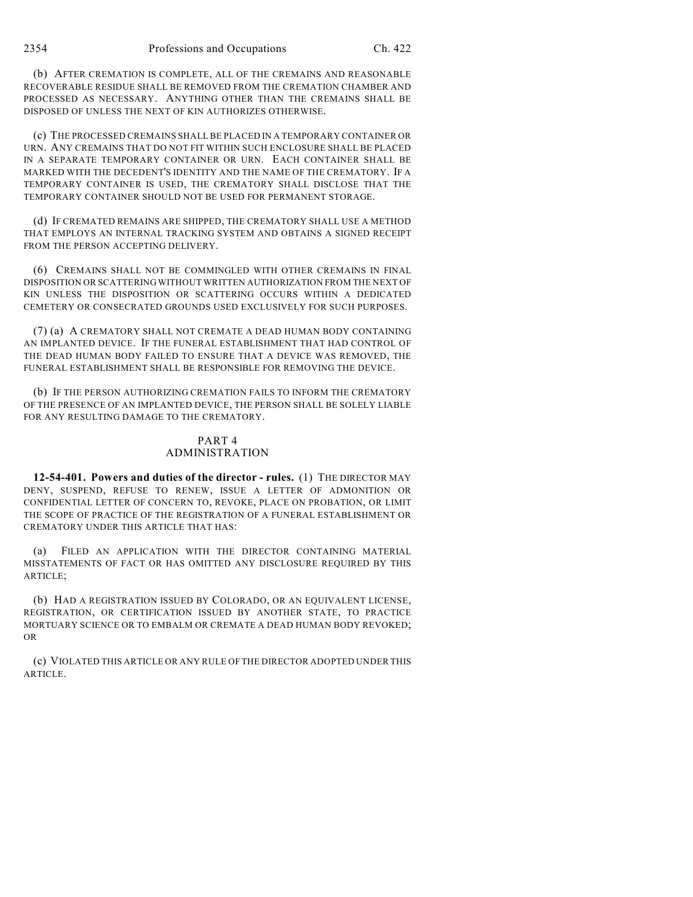(b) AFTER CREMATION IS COMPLETE, ALL OF THE CREMAINS AND REASONABLE RECOVERABLE RESIDUE SHALL BE REMOVED FROM THE CREMATION CHAMBER AND PROCESSED AS NECESSARY. ANYTHING OTHER THAN THE CREMAINS SHALL BE DISPOSED OF UNLESS THE NEXT OF KIN AUTHORIZES OTHERWISE.

(c) THE PROCESSED CREMAINS SHALL BE PLACED IN A TEMPORARY CONTAINER OR URN. ANY CREMAINS THAT DO NOT FIT WITHIN SUCH ENCLOSURE SHALL BE PLACED IN A SEPARATE TEMPORARY CONTAINER OR URN. EACH CONTAINER SHALL BE MARKED WITH THE DECEDENT'S IDENTITY AND THE NAME OF THE CREMATORY. IF A TEMPORARY CONTAINER IS USED, THE CREMATORY SHALL DISCLOSE THAT THE TEMPORARY CONTAINER SHOULD NOT BE USED FOR PERMANENT STORAGE.

(d) IF CREMATED REMAINS ARE SHIPPED, THE CREMATORY SHALL USE A METHOD THAT EMPLOYS AN INTERNAL TRACKING SYSTEM AND OBTAINS A SIGNED RECEIPT FROM THE PERSON ACCEPTING DELIVERY.

(6) CREMAINS SHALL NOT BE COMMINGLED WITH OTHER CREMAINS IN FINAL DISPOSITION OR SCATTERING WITHOUT WRITTEN AUTHORIZATION FROM THE NEXT OF KIN UNLESS THE DISPOSITION OR SCATTERING OCCURS WITHIN A DEDICATED CEMETERY OR CONSECRATED GROUNDS USED EXCLUSIVELY FOR SUCH PURPOSES.

(7) (a) A CREMATORY SHALL NOT CREMATE A DEAD HUMAN BODY CONTAINING AN IMPLANTED DEVICE. IF THE FUNERAL ESTABLISHMENT THAT HAD CONTROL OF THE DEAD HUMAN BODY FAILED TO ENSURE THAT A DEVICE WAS REMOVED, THE FUNERAL ESTABLISHMENT SHALL BE RESPONSIBLE FOR REMOVING THE DEVICE.

(b) IF THE PERSON AUTHORIZING CREMATION FAILS TO INFORM THE CREMATORY OF THE PRESENCE OF AN IMPLANTED DEVICE, THE PERSON SHALL BE SOLELY LIABLE FOR ANY RESULTING DAMAGE TO THE CREMATORY.

## PART 4
## ADMINISTRATION

**12-54-401. Powers and duties of the director - rules.** (1) THE DIRECTOR MAY DENY, SUSPEND, REFUSE TO RENEW, ISSUE A LETTER OF ADMONITION OR CONFIDENTIAL LETTER OF CONCERN TO, REVOKE, PLACE ON PROBATION, OR LIMIT THE SCOPE OF PRACTICE OF THE REGISTRATION OF A FUNERAL ESTABLISHMENT OR CREMATORY UNDER THIS ARTICLE THAT HAS:

(a) FILED AN APPLICATION WITH THE DIRECTOR CONTAINING MATERIAL MISSTATEMENTS OF FACT OR HAS OMITTED ANY DISCLOSURE REQUIRED BY THIS ARTICLE;

(b) HAD A REGISTRATION ISSUED BY COLORADO, OR AN EQUIVALENT LICENSE, REGISTRATION, OR CERTIFICATION ISSUED BY ANOTHER STATE, TO PRACTICE MORTUARY SCIENCE OR TO EMBALM OR CREMATE A DEAD HUMAN BODY REVOKED; OR

(c) VIOLATED THIS ARTICLE OR ANY RULE OF THE DIRECTOR ADOPTED UNDER THIS ARTICLE.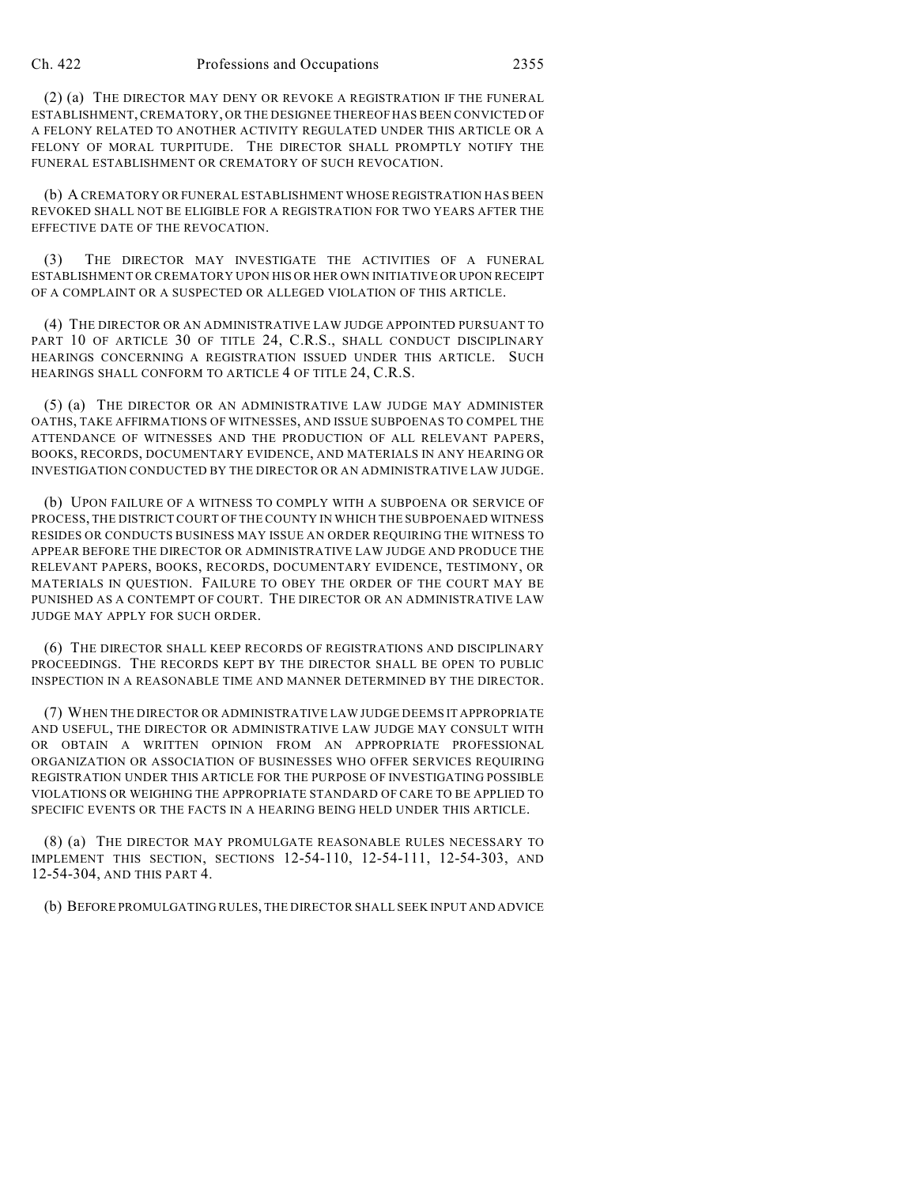(2) (a) THE DIRECTOR MAY DENY OR REVOKE A REGISTRATION IF THE FUNERAL ESTABLISHMENT, CREMATORY, OR THE DESIGNEE THEREOF HAS BEEN CONVICTED OF A FELONY RELATED TO ANOTHER ACTIVITY REGULATED UNDER THIS ARTICLE OR A FELONY OF MORAL TURPITUDE. THE DIRECTOR SHALL PROMPTLY NOTIFY THE FUNERAL ESTABLISHMENT OR CREMATORY OF SUCH REVOCATION.

(b) A CREMATORY OR FUNERAL ESTABLISHMENT WHOSE REGISTRATION HAS BEEN REVOKED SHALL NOT BE ELIGIBLE FOR A REGISTRATION FOR TWO YEARS AFTER THE EFFECTIVE DATE OF THE REVOCATION.

(3) THE DIRECTOR MAY INVESTIGATE THE ACTIVITIES OF A FUNERAL ESTABLISHMENT OR CREMATORY UPON HIS OR HER OWN INITIATIVE OR UPON RECEIPT OF A COMPLAINT OR A SUSPECTED OR ALLEGED VIOLATION OF THIS ARTICLE.

(4) THE DIRECTOR OR AN ADMINISTRATIVE LAW JUDGE APPOINTED PURSUANT TO PART 10 OF ARTICLE 30 OF TITLE 24, C.R.S., SHALL CONDUCT DISCIPLINARY HEARINGS CONCERNING A REGISTRATION ISSUED UNDER THIS ARTICLE. SUCH HEARINGS SHALL CONFORM TO ARTICLE 4 OF TITLE 24, C.R.S.

(5) (a) THE DIRECTOR OR AN ADMINISTRATIVE LAW JUDGE MAY ADMINISTER OATHS, TAKE AFFIRMATIONS OF WITNESSES, AND ISSUE SUBPOENAS TO COMPEL THE ATTENDANCE OF WITNESSES AND THE PRODUCTION OF ALL RELEVANT PAPERS, BOOKS, RECORDS, DOCUMENTARY EVIDENCE, AND MATERIALS IN ANY HEARING OR INVESTIGATION CONDUCTED BY THE DIRECTOR OR AN ADMINISTRATIVE LAW JUDGE.

(b) UPON FAILURE OF A WITNESS TO COMPLY WITH A SUBPOENA OR SERVICE OF PROCESS, THE DISTRICT COURT OF THE COUNTY IN WHICH THE SUBPOENAED WITNESS RESIDES OR CONDUCTS BUSINESS MAY ISSUE AN ORDER REQUIRING THE WITNESS TO APPEAR BEFORE THE DIRECTOR OR ADMINISTRATIVE LAW JUDGE AND PRODUCE THE RELEVANT PAPERS, BOOKS, RECORDS, DOCUMENTARY EVIDENCE, TESTIMONY, OR MATERIALS IN QUESTION. FAILURE TO OBEY THE ORDER OF THE COURT MAY BE PUNISHED AS A CONTEMPT OF COURT. THE DIRECTOR OR AN ADMINISTRATIVE LAW JUDGE MAY APPLY FOR SUCH ORDER.

(6) THE DIRECTOR SHALL KEEP RECORDS OF REGISTRATIONS AND DISCIPLINARY PROCEEDINGS. THE RECORDS KEPT BY THE DIRECTOR SHALL BE OPEN TO PUBLIC INSPECTION IN A REASONABLE TIME AND MANNER DETERMINED BY THE DIRECTOR.

(7) WHEN THE DIRECTOR OR ADMINISTRATIVE LAW JUDGE DEEMS IT APPROPRIATE AND USEFUL, THE DIRECTOR OR ADMINISTRATIVE LAW JUDGE MAY CONSULT WITH OR OBTAIN A WRITTEN OPINION FROM AN APPROPRIATE PROFESSIONAL ORGANIZATION OR ASSOCIATION OF BUSINESSES WHO OFFER SERVICES REQUIRING REGISTRATION UNDER THIS ARTICLE FOR THE PURPOSE OF INVESTIGATING POSSIBLE VIOLATIONS OR WEIGHING THE APPROPRIATE STANDARD OF CARE TO BE APPLIED TO SPECIFIC EVENTS OR THE FACTS IN A HEARING BEING HELD UNDER THIS ARTICLE.

(8) (a) THE DIRECTOR MAY PROMULGATE REASONABLE RULES NECESSARY TO IMPLEMENT THIS SECTION, SECTIONS 12-54-110, 12-54-111, 12-54-303, AND 12-54-304, AND THIS PART 4.

(b) BEFORE PROMULGATING RULES, THE DIRECTOR SHALL SEEK INPUT AND ADVICE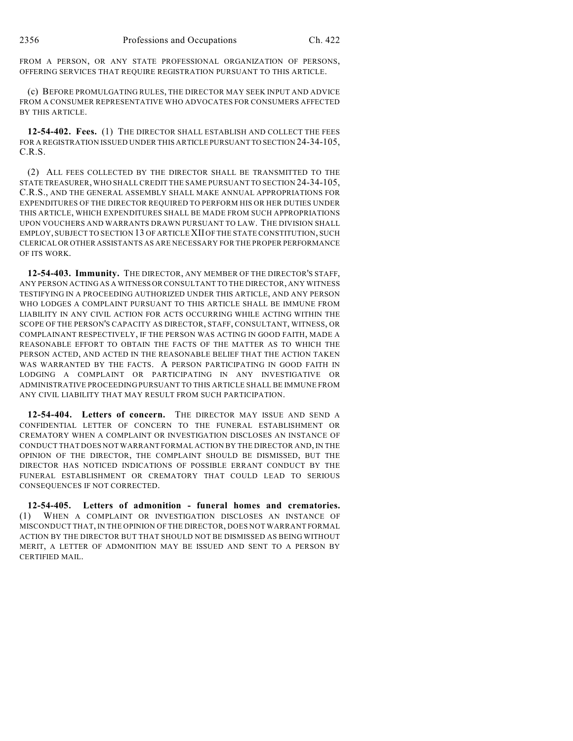FROM A PERSON, OR ANY STATE PROFESSIONAL ORGANIZATION OF PERSONS, OFFERING SERVICES THAT REQUIRE REGISTRATION PURSUANT TO THIS ARTICLE.

(c) BEFORE PROMULGATING RULES, THE DIRECTOR MAY SEEK INPUT AND ADVICE FROM A CONSUMER REPRESENTATIVE WHO ADVOCATES FOR CONSUMERS AFFECTED BY THIS ARTICLE.

**12-54-402. Fees.** (1) THE DIRECTOR SHALL ESTABLISH AND COLLECT THE FEES FOR A REGISTRATION ISSUED UNDER THIS ARTICLE PURSUANT TO SECTION 24-34-105, C.R.S.

(2) ALL FEES COLLECTED BY THE DIRECTOR SHALL BE TRANSMITTED TO THE STATE TREASURER, WHO SHALL CREDIT THE SAME PURSUANT TO SECTION 24-34-105, C.R.S., AND THE GENERAL ASSEMBLY SHALL MAKE ANNUAL APPROPRIATIONS FOR EXPENDITURES OF THE DIRECTOR REQUIRED TO PERFORM HIS OR HER DUTIES UNDER THIS ARTICLE, WHICH EXPENDITURES SHALL BE MADE FROM SUCH APPROPRIATIONS UPON VOUCHERS AND WARRANTS DRAWN PURSUANT TO LAW. THE DIVISION SHALL EMPLOY, SUBJECT TO SECTION 13 OF ARTICLE XII OF THE STATE CONSTITUTION, SUCH CLERICAL OR OTHER ASSISTANTS AS ARE NECESSARY FOR THE PROPER PERFORMANCE OF ITS WORK.

**12-54-403. Immunity.** THE DIRECTOR, ANY MEMBER OF THE DIRECTOR'S STAFF, ANY PERSON ACTING AS A WITNESS OR CONSULTANT TO THE DIRECTOR, ANY WITNESS TESTIFYING IN A PROCEEDING AUTHORIZED UNDER THIS ARTICLE, AND ANY PERSON WHO LODGES A COMPLAINT PURSUANT TO THIS ARTICLE SHALL BE IMMUNE FROM LIABILITY IN ANY CIVIL ACTION FOR ACTS OCCURRING WHILE ACTING WITHIN THE SCOPE OF THE PERSON'S CAPACITY AS DIRECTOR, STAFF, CONSULTANT, WITNESS, OR COMPLAINANT RESPECTIVELY, IF THE PERSON WAS ACTING IN GOOD FAITH, MADE A REASONABLE EFFORT TO OBTAIN THE FACTS OF THE MATTER AS TO WHICH THE PERSON ACTED, AND ACTED IN THE REASONABLE BELIEF THAT THE ACTION TAKEN WAS WARRANTED BY THE FACTS. A PERSON PARTICIPATING IN GOOD FAITH IN LODGING A COMPLAINT OR PARTICIPATING IN ANY INVESTIGATIVE OR ADMINISTRATIVE PROCEEDING PURSUANT TO THIS ARTICLE SHALL BE IMMUNE FROM ANY CIVIL LIABILITY THAT MAY RESULT FROM SUCH PARTICIPATION.

**12-54-404. Letters of concern.** THE DIRECTOR MAY ISSUE AND SEND A CONFIDENTIAL LETTER OF CONCERN TO THE FUNERAL ESTABLISHMENT OR CREMATORY WHEN A COMPLAINT OR INVESTIGATION DISCLOSES AN INSTANCE OF CONDUCT THAT DOES NOT WARRANT FORMAL ACTION BY THE DIRECTOR AND, IN THE OPINION OF THE DIRECTOR, THE COMPLAINT SHOULD BE DISMISSED, BUT THE DIRECTOR HAS NOTICED INDICATIONS OF POSSIBLE ERRANT CONDUCT BY THE FUNERAL ESTABLISHMENT OR CREMATORY THAT COULD LEAD TO SERIOUS CONSEQUENCES IF NOT CORRECTED.

**12-54-405. Letters of admonition - funeral homes and crematories.** (1) WHEN A COMPLAINT OR INVESTIGATION DISCLOSES AN INSTANCE OF MISCONDUCT THAT, IN THE OPINION OF THE DIRECTOR, DOES NOT WARRANT FORMAL ACTION BY THE DIRECTOR BUT THAT SHOULD NOT BE DISMISSED AS BEING WITHOUT MERIT, A LETTER OF ADMONITION MAY BE ISSUED AND SENT TO A PERSON BY CERTIFIED MAIL.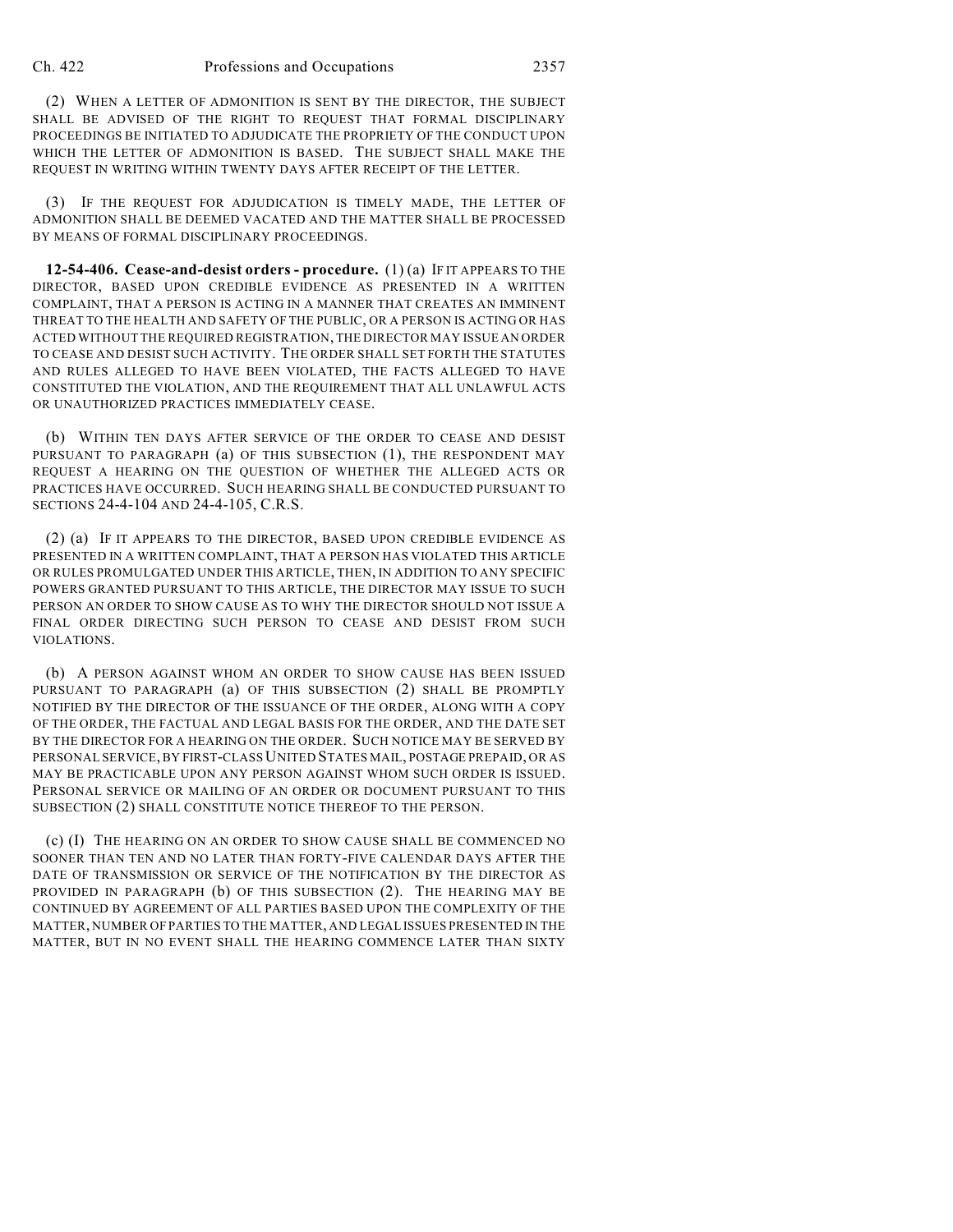(2) WHEN A LETTER OF ADMONITION IS SENT BY THE DIRECTOR, THE SUBJECT SHALL BE ADVISED OF THE RIGHT TO REQUEST THAT FORMAL DISCIPLINARY PROCEEDINGS BE INITIATED TO ADJUDICATE THE PROPRIETY OF THE CONDUCT UPON WHICH THE LETTER OF ADMONITION IS BASED. THE SUBJECT SHALL MAKE THE REQUEST IN WRITING WITHIN TWENTY DAYS AFTER RECEIPT OF THE LETTER.

(3) IF THE REQUEST FOR ADJUDICATION IS TIMELY MADE, THE LETTER OF ADMONITION SHALL BE DEEMED VACATED AND THE MATTER SHALL BE PROCESSED BY MEANS OF FORMAL DISCIPLINARY PROCEEDINGS.

**12-54-406. Cease-and-desist orders - procedure.** (1) (a) IF IT APPEARS TO THE DIRECTOR, BASED UPON CREDIBLE EVIDENCE AS PRESENTED IN A WRITTEN COMPLAINT, THAT A PERSON IS ACTING IN A MANNER THAT CREATES AN IMMINENT THREAT TO THE HEALTH AND SAFETY OF THE PUBLIC, OR A PERSON IS ACTING OR HAS ACTED WITHOUT THE REQUIRED REGISTRATION, THE DIRECTOR MAY ISSUE AN ORDER TO CEASE AND DESIST SUCH ACTIVITY. THE ORDER SHALL SET FORTH THE STATUTES AND RULES ALLEGED TO HAVE BEEN VIOLATED, THE FACTS ALLEGED TO HAVE CONSTITUTED THE VIOLATION, AND THE REQUIREMENT THAT ALL UNLAWFUL ACTS OR UNAUTHORIZED PRACTICES IMMEDIATELY CEASE.

(b) WITHIN TEN DAYS AFTER SERVICE OF THE ORDER TO CEASE AND DESIST PURSUANT TO PARAGRAPH (a) OF THIS SUBSECTION (1), THE RESPONDENT MAY REQUEST A HEARING ON THE QUESTION OF WHETHER THE ALLEGED ACTS OR PRACTICES HAVE OCCURRED. SUCH HEARING SHALL BE CONDUCTED PURSUANT TO SECTIONS 24-4-104 AND 24-4-105, C.R.S.

(2) (a) IF IT APPEARS TO THE DIRECTOR, BASED UPON CREDIBLE EVIDENCE AS PRESENTED IN A WRITTEN COMPLAINT, THAT A PERSON HAS VIOLATED THIS ARTICLE OR RULES PROMULGATED UNDER THIS ARTICLE, THEN, IN ADDITION TO ANY SPECIFIC POWERS GRANTED PURSUANT TO THIS ARTICLE, THE DIRECTOR MAY ISSUE TO SUCH PERSON AN ORDER TO SHOW CAUSE AS TO WHY THE DIRECTOR SHOULD NOT ISSUE A FINAL ORDER DIRECTING SUCH PERSON TO CEASE AND DESIST FROM SUCH VIOLATIONS.

(b) A PERSON AGAINST WHOM AN ORDER TO SHOW CAUSE HAS BEEN ISSUED PURSUANT TO PARAGRAPH (a) OF THIS SUBSECTION (2) SHALL BE PROMPTLY NOTIFIED BY THE DIRECTOR OF THE ISSUANCE OF THE ORDER, ALONG WITH A COPY OF THE ORDER, THE FACTUAL AND LEGAL BASIS FOR THE ORDER, AND THE DATE SET BY THE DIRECTOR FOR A HEARING ON THE ORDER. SUCH NOTICE MAY BE SERVED BY PERSONAL SERVICE, BY FIRST-CLASS UNITED STATES MAIL, POSTAGE PREPAID, OR AS MAY BE PRACTICABLE UPON ANY PERSON AGAINST WHOM SUCH ORDER IS ISSUED. PERSONAL SERVICE OR MAILING OF AN ORDER OR DOCUMENT PURSUANT TO THIS SUBSECTION (2) SHALL CONSTITUTE NOTICE THEREOF TO THE PERSON.

(c) (I) THE HEARING ON AN ORDER TO SHOW CAUSE SHALL BE COMMENCED NO SOONER THAN TEN AND NO LATER THAN FORTY-FIVE CALENDAR DAYS AFTER THE DATE OF TRANSMISSION OR SERVICE OF THE NOTIFICATION BY THE DIRECTOR AS PROVIDED IN PARAGRAPH (b) OF THIS SUBSECTION (2). THE HEARING MAY BE CONTINUED BY AGREEMENT OF ALL PARTIES BASED UPON THE COMPLEXITY OF THE MATTER, NUMBER OF PARTIES TO THE MATTER, AND LEGAL ISSUES PRESENTED IN THE MATTER, BUT IN NO EVENT SHALL THE HEARING COMMENCE LATER THAN SIXTY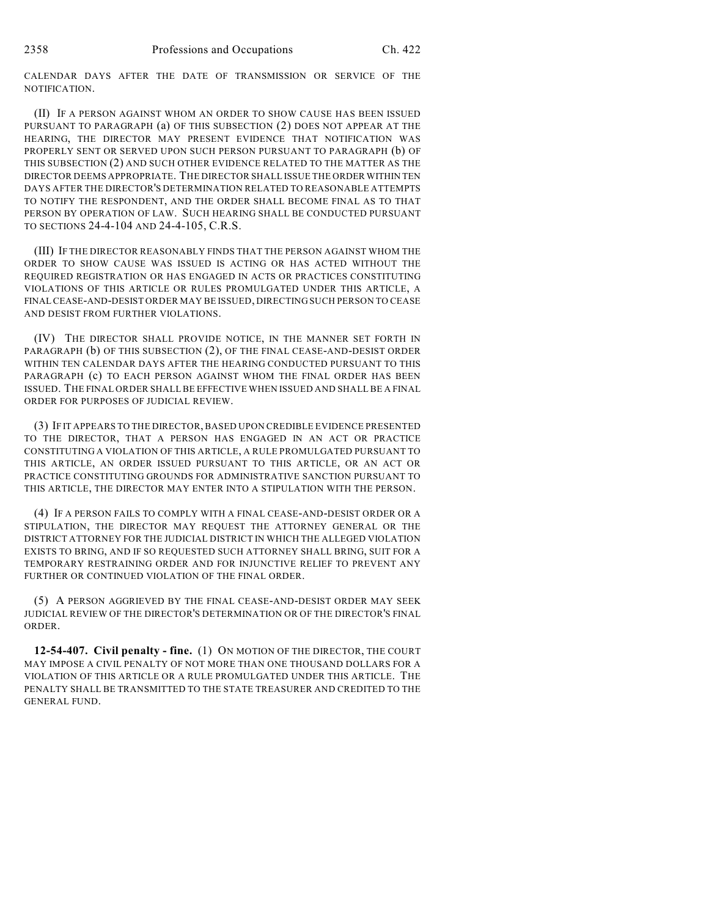CALENDAR DAYS AFTER THE DATE OF TRANSMISSION OR SERVICE OF THE NOTIFICATION.

(II) IF A PERSON AGAINST WHOM AN ORDER TO SHOW CAUSE HAS BEEN ISSUED PURSUANT TO PARAGRAPH (a) OF THIS SUBSECTION (2) DOES NOT APPEAR AT THE HEARING, THE DIRECTOR MAY PRESENT EVIDENCE THAT NOTIFICATION WAS PROPERLY SENT OR SERVED UPON SUCH PERSON PURSUANT TO PARAGRAPH (b) OF THIS SUBSECTION (2) AND SUCH OTHER EVIDENCE RELATED TO THE MATTER AS THE DIRECTOR DEEMS APPROPRIATE. THE DIRECTOR SHALL ISSUE THE ORDER WITHIN TEN DAYS AFTER THE DIRECTOR'S DETERMINATION RELATED TO REASONABLE ATTEMPTS TO NOTIFY THE RESPONDENT, AND THE ORDER SHALL BECOME FINAL AS TO THAT PERSON BY OPERATION OF LAW. SUCH HEARING SHALL BE CONDUCTED PURSUANT TO SECTIONS 24-4-104 AND 24-4-105, C.R.S.

(III) IF THE DIRECTOR REASONABLY FINDS THAT THE PERSON AGAINST WHOM THE ORDER TO SHOW CAUSE WAS ISSUED IS ACTING OR HAS ACTED WITHOUT THE REQUIRED REGISTRATION OR HAS ENGAGED IN ACTS OR PRACTICES CONSTITUTING VIOLATIONS OF THIS ARTICLE OR RULES PROMULGATED UNDER THIS ARTICLE, A FINAL CEASE-AND-DESIST ORDER MAY BE ISSUED, DIRECTING SUCH PERSON TO CEASE AND DESIST FROM FURTHER VIOLATIONS.

(IV) THE DIRECTOR SHALL PROVIDE NOTICE, IN THE MANNER SET FORTH IN PARAGRAPH (b) OF THIS SUBSECTION (2), OF THE FINAL CEASE-AND-DESIST ORDER WITHIN TEN CALENDAR DAYS AFTER THE HEARING CONDUCTED PURSUANT TO THIS PARAGRAPH (c) TO EACH PERSON AGAINST WHOM THE FINAL ORDER HAS BEEN ISSUED. THE FINAL ORDER SHALL BE EFFECTIVE WHEN ISSUED AND SHALL BE A FINAL ORDER FOR PURPOSES OF JUDICIAL REVIEW.

(3) IF IT APPEARS TO THE DIRECTOR, BASED UPON CREDIBLE EVIDENCE PRESENTED TO THE DIRECTOR, THAT A PERSON HAS ENGAGED IN AN ACT OR PRACTICE CONSTITUTING A VIOLATION OF THIS ARTICLE, A RULE PROMULGATED PURSUANT TO THIS ARTICLE, AN ORDER ISSUED PURSUANT TO THIS ARTICLE, OR AN ACT OR PRACTICE CONSTITUTING GROUNDS FOR ADMINISTRATIVE SANCTION PURSUANT TO THIS ARTICLE, THE DIRECTOR MAY ENTER INTO A STIPULATION WITH THE PERSON.

(4) IF A PERSON FAILS TO COMPLY WITH A FINAL CEASE-AND-DESIST ORDER OR A STIPULATION, THE DIRECTOR MAY REQUEST THE ATTORNEY GENERAL OR THE DISTRICT ATTORNEY FOR THE JUDICIAL DISTRICT IN WHICH THE ALLEGED VIOLATION EXISTS TO BRING, AND IF SO REQUESTED SUCH ATTORNEY SHALL BRING, SUIT FOR A TEMPORARY RESTRAINING ORDER AND FOR INJUNCTIVE RELIEF TO PREVENT ANY FURTHER OR CONTINUED VIOLATION OF THE FINAL ORDER.

(5) A PERSON AGGRIEVED BY THE FINAL CEASE-AND-DESIST ORDER MAY SEEK JUDICIAL REVIEW OF THE DIRECTOR'S DETERMINATION OR OF THE DIRECTOR'S FINAL ORDER.

**12-54-407. Civil penalty - fine.** (1) ON MOTION OF THE DIRECTOR, THE COURT MAY IMPOSE A CIVIL PENALTY OF NOT MORE THAN ONE THOUSAND DOLLARS FOR A VIOLATION OF THIS ARTICLE OR A RULE PROMULGATED UNDER THIS ARTICLE. THE PENALTY SHALL BE TRANSMITTED TO THE STATE TREASURER AND CREDITED TO THE GENERAL FUND.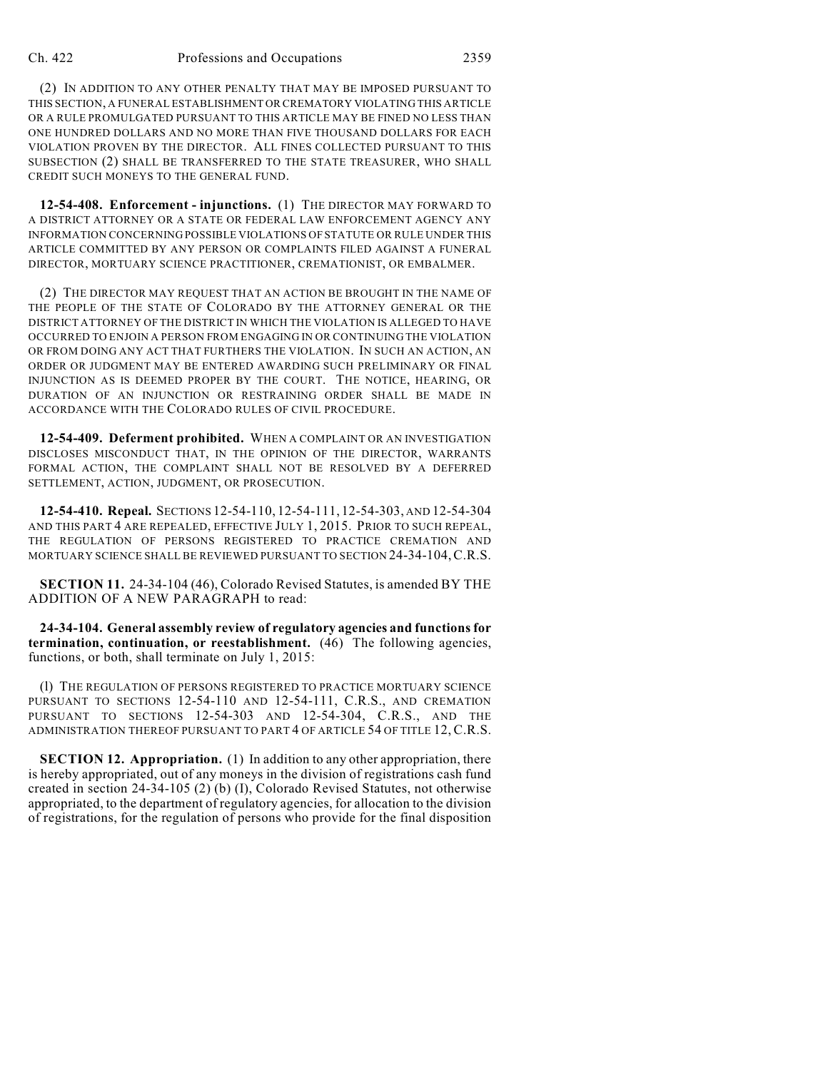(2) IN ADDITION TO ANY OTHER PENALTY THAT MAY BE IMPOSED PURSUANT TO THIS SECTION, A FUNERAL ESTABLISHMENT OR CREMATORY VIOLATING THIS ARTICLE OR A RULE PROMULGATED PURSUANT TO THIS ARTICLE MAY BE FINED NO LESS THAN ONE HUNDRED DOLLARS AND NO MORE THAN FIVE THOUSAND DOLLARS FOR EACH VIOLATION PROVEN BY THE DIRECTOR. ALL FINES COLLECTED PURSUANT TO THIS SUBSECTION (2) SHALL BE TRANSFERRED TO THE STATE TREASURER, WHO SHALL CREDIT SUCH MONEYS TO THE GENERAL FUND.

**12-54-408. Enforcement - injunctions.** (1) THE DIRECTOR MAY FORWARD TO A DISTRICT ATTORNEY OR A STATE OR FEDERAL LAW ENFORCEMENT AGENCY ANY INFORMATION CONCERNING POSSIBLE VIOLATIONS OF STATUTE OR RULE UNDER THIS ARTICLE COMMITTED BY ANY PERSON OR COMPLAINTS FILED AGAINST A FUNERAL DIRECTOR, MORTUARY SCIENCE PRACTITIONER, CREMATIONIST, OR EMBALMER.

(2) THE DIRECTOR MAY REQUEST THAT AN ACTION BE BROUGHT IN THE NAME OF THE PEOPLE OF THE STATE OF COLORADO BY THE ATTORNEY GENERAL OR THE DISTRICT ATTORNEY OF THE DISTRICT IN WHICH THE VIOLATION IS ALLEGED TO HAVE OCCURRED TO ENJOIN A PERSON FROM ENGAGING IN OR CONTINUING THE VIOLATION OR FROM DOING ANY ACT THAT FURTHERS THE VIOLATION. IN SUCH AN ACTION, AN ORDER OR JUDGMENT MAY BE ENTERED AWARDING SUCH PRELIMINARY OR FINAL INJUNCTION AS IS DEEMED PROPER BY THE COURT. THE NOTICE, HEARING, OR DURATION OF AN INJUNCTION OR RESTRAINING ORDER SHALL BE MADE IN ACCORDANCE WITH THE COLORADO RULES OF CIVIL PROCEDURE.

**12-54-409. Deferment prohibited.** WHEN A COMPLAINT OR AN INVESTIGATION DISCLOSES MISCONDUCT THAT, IN THE OPINION OF THE DIRECTOR, WARRANTS FORMAL ACTION, THE COMPLAINT SHALL NOT BE RESOLVED BY A DEFERRED SETTLEMENT, ACTION, JUDGMENT, OR PROSECUTION.

**12-54-410. Repeal.** SECTIONS 12-54-110, 12-54-111, 12-54-303, AND 12-54-304 AND THIS PART 4 ARE REPEALED, EFFECTIVE JULY 1, 2015. PRIOR TO SUCH REPEAL, THE REGULATION OF PERSONS REGISTERED TO PRACTICE CREMATION AND MORTUARY SCIENCE SHALL BE REVIEWED PURSUANT TO SECTION 24-34-104, C.R.S.

**SECTION 11.** 24-34-104 (46), Colorado Revised Statutes, is amended BY THE ADDITION OF A NEW PARAGRAPH to read:

**24-34-104. General assembly review of regulatory agencies and functions for termination, continuation, or reestablishment.** (46) The following agencies, functions, or both, shall terminate on July 1, 2015:

(l) THE REGULATION OF PERSONS REGISTERED TO PRACTICE MORTUARY SCIENCE PURSUANT TO SECTIONS 12-54-110 AND 12-54-111, C.R.S., AND CREMATION PURSUANT TO SECTIONS 12-54-303 AND 12-54-304, C.R.S., AND THE ADMINISTRATION THEREOF PURSUANT TO PART 4 OF ARTICLE 54 OF TITLE 12, C.R.S.

**SECTION 12. Appropriation.** (1) In addition to any other appropriation, there is hereby appropriated, out of any moneys in the division of registrations cash fund created in section 24-34-105 (2) (b) (I), Colorado Revised Statutes, not otherwise appropriated, to the department of regulatory agencies, for allocation to the division of registrations, for the regulation of persons who provide for the final disposition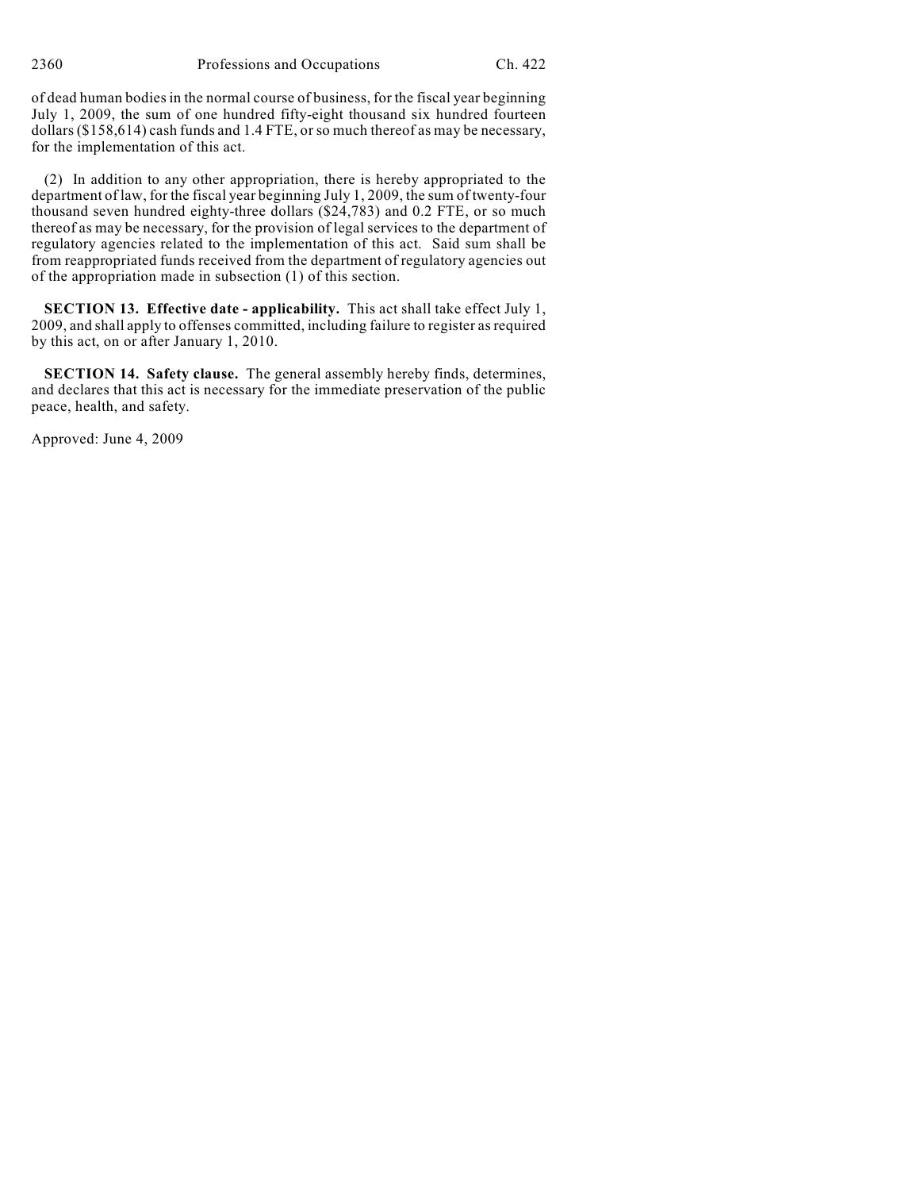of dead human bodies in the normal course of business, for the fiscal year beginning July 1, 2009, the sum of one hundred fifty-eight thousand six hundred fourteen dollars ($158,614) cash funds and 1.4 FTE, or so much thereof as may be necessary, for the implementation of this act.

(2) In addition to any other appropriation, there is hereby appropriated to the department of law, for the fiscal year beginning July 1, 2009, the sum of twenty-four thousand seven hundred eighty-three dollars ($24,783) and 0.2 FTE, or so much thereof as may be necessary, for the provision of legal services to the department of regulatory agencies related to the implementation of this act. Said sum shall be from reappropriated funds received from the department of regulatory agencies out of the appropriation made in subsection (1) of this section.

**SECTION 13. Effective date - applicability.** This act shall take effect July 1, 2009, and shall apply to offenses committed, including failure to register as required by this act, on or after January 1, 2010.

**SECTION 14. Safety clause.** The general assembly hereby finds, determines, and declares that this act is necessary for the immediate preservation of the public peace, health, and safety.

Approved: June 4, 2009